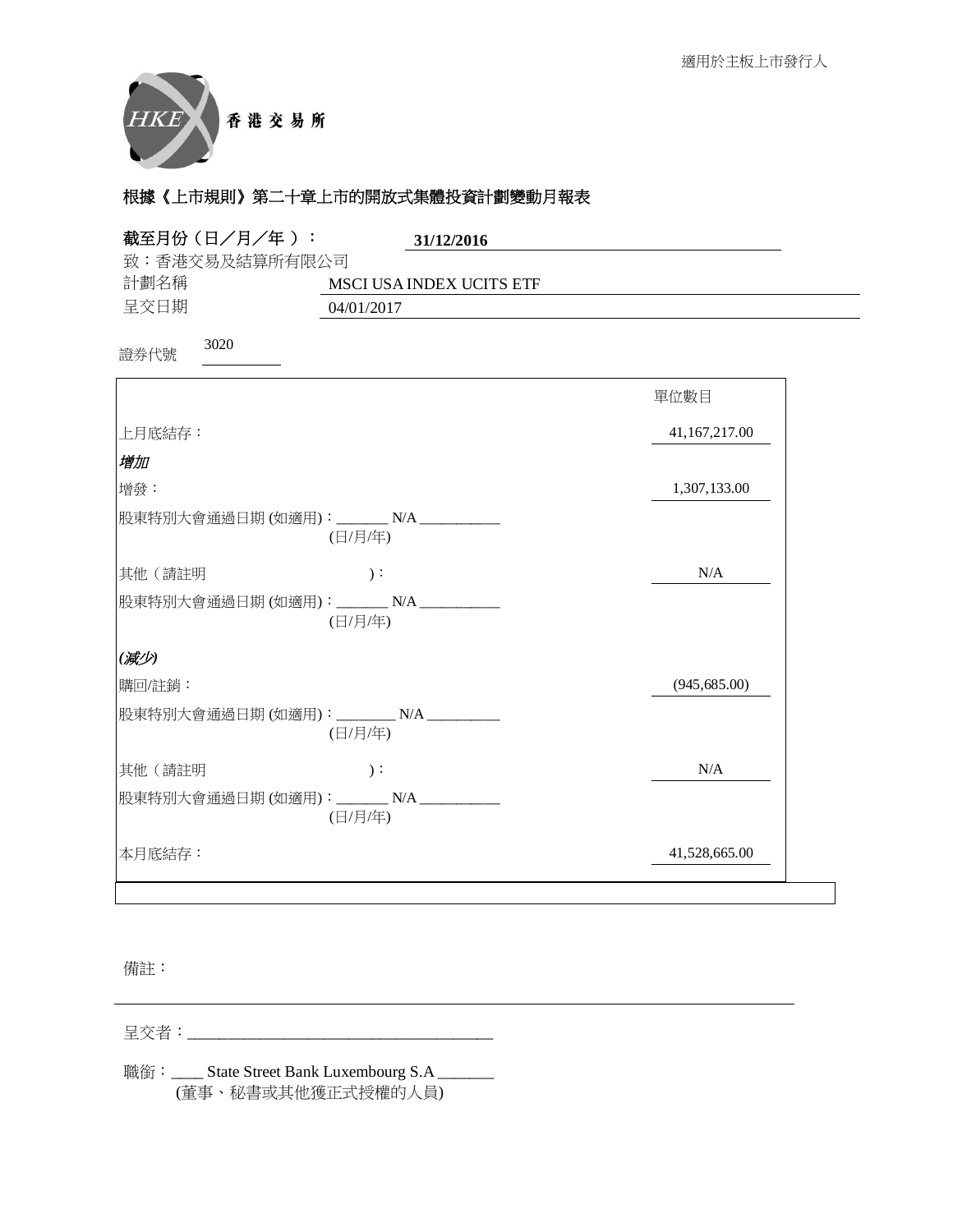適用於主板上市發行人

香港交易所

## 根據《上市規則》第二十章上市的開放式集體投資計劃變動月報表

**截至月份（日／月／年）：** **31/12/2016**

致：香港交易所及結算所有限公司

計劃名稱　MSCI USA INDEX UCITS ETF

呈交日期　04/01/2017

證券代號　3020

| | 單位數目 |
|---|---|
| 上月底結存： | 41,167,217.00 |
| ***增加*** | |
| 增發： | 1,307,133.00 |
| 股東特別大會通過日期 (如適用)：_______ N/A ___________ (日/月/年) | |
| 其他（請註明　　　）： | N/A |
| 股東特別大會通過日期 (如適用)：_______ N/A ___________ (日/月/年) | |
| ***(減少)*** | |
| 購回/註銷： | (945,685.00) |
| 股東特別大會通過日期 (如適用)：________ N/A __________ (日/月/年) | |
| 其他（請註明　　　）： | N/A |
| 股東特別大會通過日期 (如適用)：_______ N/A ___________ (日/月/年) | |
| 本月底結存： | 41,528,665.00 |

備註：

呈交者：_____________________________________

職銜：____ State Street Bank Luxembourg S.A _______
(董事、秘書或其他獲正式授權的人員)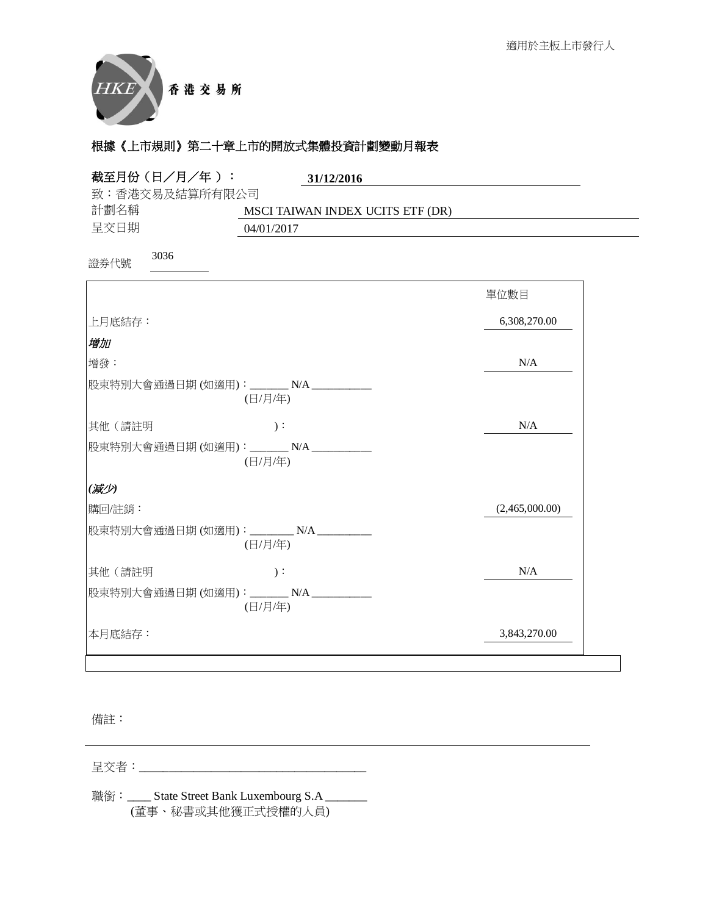適用於主板上市發行人

香港交易所

## 根據《上市規則》第二十章上市的開放式集體投資計劃變動月報表

**截至月份（日／月／年）：** **31/12/2016**

致：香港交易及結算所有限公司

計劃名稱　MSCI TAIWAN INDEX UCITS ETF (DR)

呈交日期　04/01/2017

證券代號　3036

| | 單位數目 |
|---|---|
| 上月底結存： | 6,308,270.00 |
| ***增加*** | |
| 增發： | N/A |
| 股東特別大會通過日期 (如適用)：_______ N/A ___________ (日/月/年) | |
| 其他（請註明　　　　　　）： | N/A |
| 股東特別大會通過日期 (如適用)：_______ N/A ___________ (日/月/年) | |
| ***(減少)*** | |
| 購回/註銷： | (2,465,000.00) |
| 股東特別大會通過日期 (如適用)：________ N/A __________ (日/月/年) | |
| 其他（請註明　　　　　　）： | N/A |
| 股東特別大會通過日期 (如適用)：_______ N/A ___________ (日/月/年) | |
| 本月底結存： | 3,843,270.00 |

備註：

呈交者：_____________________________________

職銜：____ State Street Bank Luxembourg S.A _______
(董事、秘書或其他獲正式授權的人員)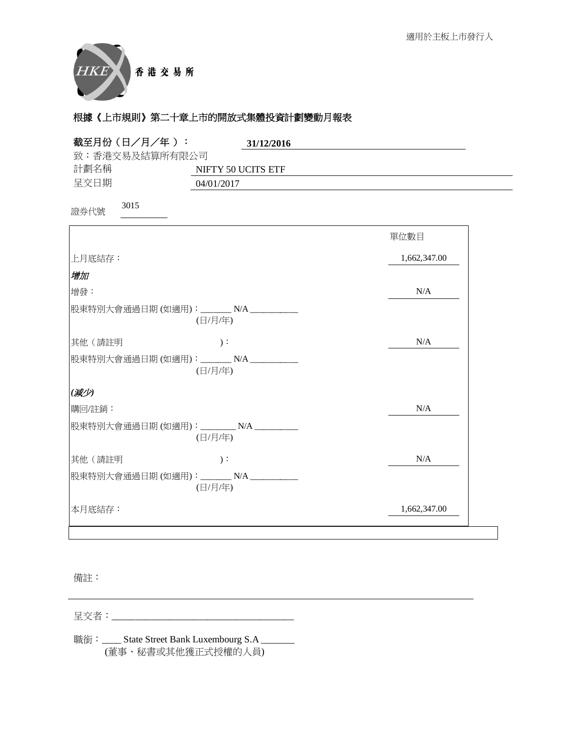適用於主板上市發行人

香港交易所

## 根據《上市規則》第二十章上市的開放式集體投資計劃變動月報表

**截至月份（日／月／年）：** **31/12/2016**

致：香港交易及結算所有限公司

計劃名稱 NIFTY 50 UCITS ETF

呈交日期 04/01/2017

證券代號 3015

| | 單位數目 |
|---|---|
| 上月底結存： | 1,662,347.00 |
| ***增加*** | |
| 增發： | N/A |
| 股東特別大會通過日期 (如適用)：_______ N/A ___________ (日/月/年) | |
| 其他（請註明 )： | N/A |
| 股東特別大會通過日期 (如適用)：_______ N/A ___________ (日/月/年) | |
| ***(減少)*** | |
| 購回/註銷： | N/A |
| 股東特別大會通過日期 (如適用)：________ N/A __________ (日/月/年) | |
| 其他（請註明 )： | N/A |
| 股東特別大會通過日期 (如適用)：_______ N/A ___________ (日/月/年) | |
| 本月底結存： | 1,662,347.00 |

備註：

呈交者：_____________________________________

職銜：____ State Street Bank Luxembourg S.A _______
(董事、秘書或其他獲正式授權的人員)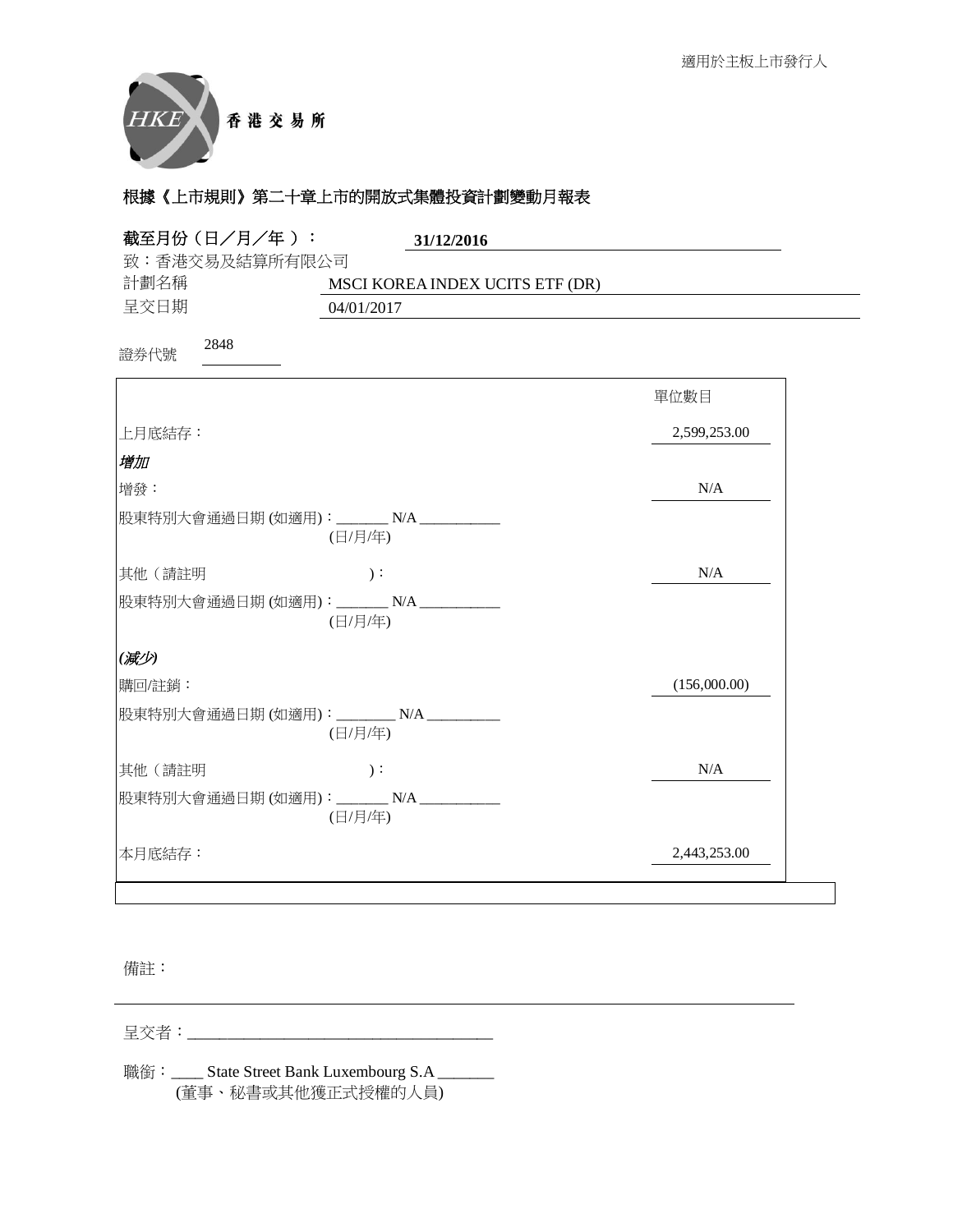適用於主板上市發行人

香港交易所

# 根據《上市規則》第二十章上市的開放式集體投資計劃變動月報表

**截至月份（日／月／年）：** **31/12/2016**

致：香港交易及結算所有限公司

計劃名稱 MSCI KOREA INDEX UCITS ETF (DR)

呈交日期 04/01/2017

證券代號 2848

| | 單位數目 |
|---|---|
| 上月底結存： | 2,599,253.00 |
| ***增加*** | |
| 增發： | N/A |
| 股東特別大會通過日期 (如適用)：_______ N/A ___________ (日/月/年) | |
| 其他（請註明 )： | N/A |
| 股東特別大會通過日期 (如適用)：_______ N/A ___________ (日/月/年) | |
| ***(減少)*** | |
| 購回/註銷： | (156,000.00) |
| 股東特別大會通過日期 (如適用)：________ N/A __________ (日/月/年) | |
| 其他（請註明 )： | N/A |
| 股東特別大會通過日期 (如適用)：_______ N/A ___________ (日/月/年) | |
| 本月底結存： | 2,443,253.00 |

備註：

呈交者：_____________________________________

職銜：____ State Street Bank Luxembourg S.A _______
(董事、秘書或其他獲正式授權的人員)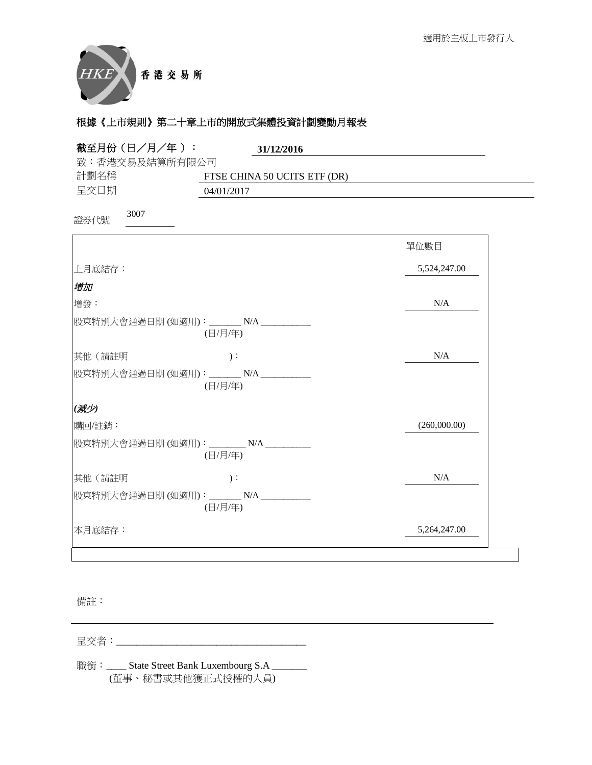適用於主板上市發行人

香港交易所

# 根據《上市規則》第二十章上市的開放式集體投資計劃變動月報表

**截至月份（日／月／年）：** **31/12/2016**

致：香港交易所及結算所有限公司

計劃名稱 FTSE CHINA 50 UCITS ETF (DR)

呈交日期 04/01/2017

證券代號 3007

| | 單位數目 |
|---|---|
| 上月底結存： | 5,524,247.00 |
| ***增加*** | |
| 增發： | N/A |
| 股東特別大會通過日期 (如適用)：_______ N/A ___________ (日/月/年) | |
| 其他（請註明　　　　　　　）： | N/A |
| 股東特別大會通過日期 (如適用)：_______ N/A ___________ (日/月/年) | |
| ***(減少)*** | |
| 購回/註銷： | (260,000.00) |
| 股東特別大會通過日期 (如適用)：________ N/A __________ (日/月/年) | |
| 其他（請註明　　　　　　　）： | N/A |
| 股東特別大會通過日期 (如適用)：_______ N/A ___________ (日/月/年) | |
| 本月底結存： | 5,264,247.00 |

備註：

呈交者：_____________________________________

職銜：____ State Street Bank Luxembourg S.A _______
(董事、秘書或其他獲正式授權的人員)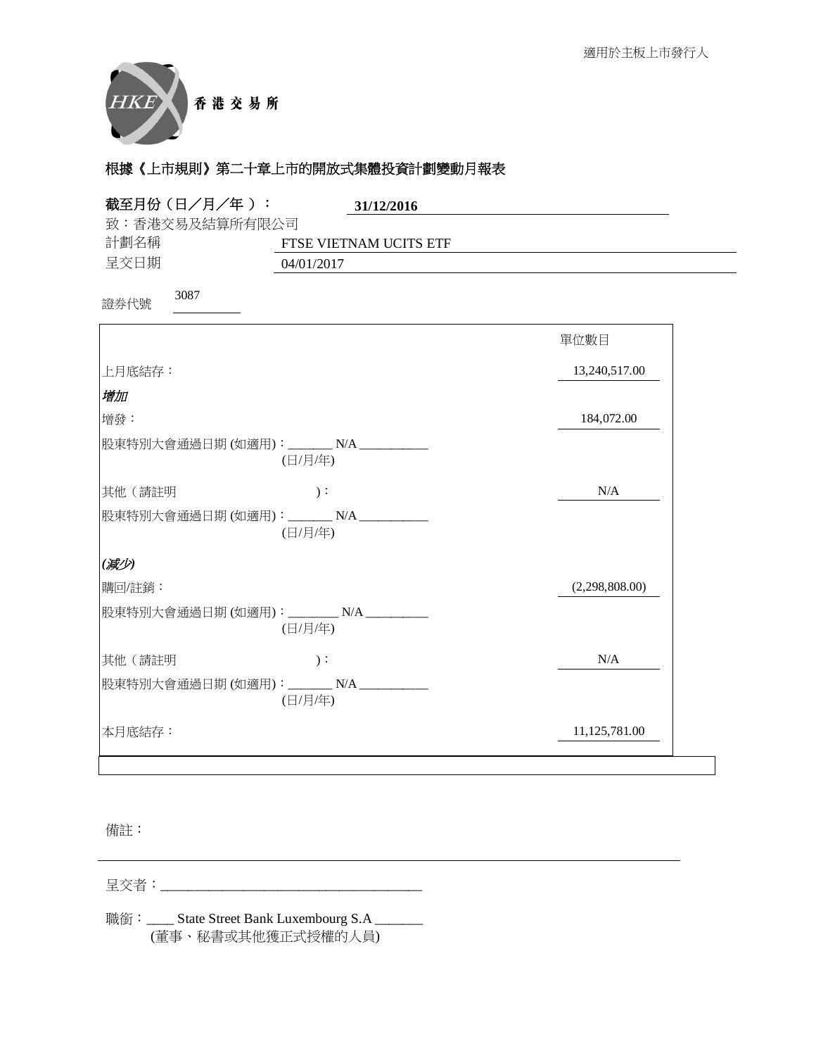適用於主板上市發行人

香 港 交 易 所

## 根據《上市規則》第二十章上市的開放式集體投資計劃變動月報表

**截至月份（日／月／年 ）：** **31/12/2016**

致：香港交易及結算所有限公司

計劃名稱 FTSE VIETNAM UCITS ETF

呈交日期 04/01/2017

證券代號 3087

| | 單位數目 |
|---|---|
| 上月底結存： | 13,240,517.00 |
| ***增加*** | |
| 增發： | 184,072.00 |
| 股東特別大會通過日期 (如適用)：_______ N/A ___________ (日/月/年) | |
| 其他（請註明 ）： | N/A |
| 股東特別大會通過日期 (如適用)：_______ N/A ___________ (日/月/年) | |
| ***(減少)*** | |
| 購回/註銷： | (2,298,808.00) |
| 股東特別大會通過日期 (如適用)：________ N/A __________ (日/月/年) | |
| 其他（請註明 ）： | N/A |
| 股東特別大會通過日期 (如適用)：_______ N/A ___________ (日/月/年) | |
| 本月底結存： | 11,125,781.00 |

備註：

呈交者：_____________________________________

職銜：____ State Street Bank Luxembourg S.A _______
(董事、秘書或其他獲正式授權的人員)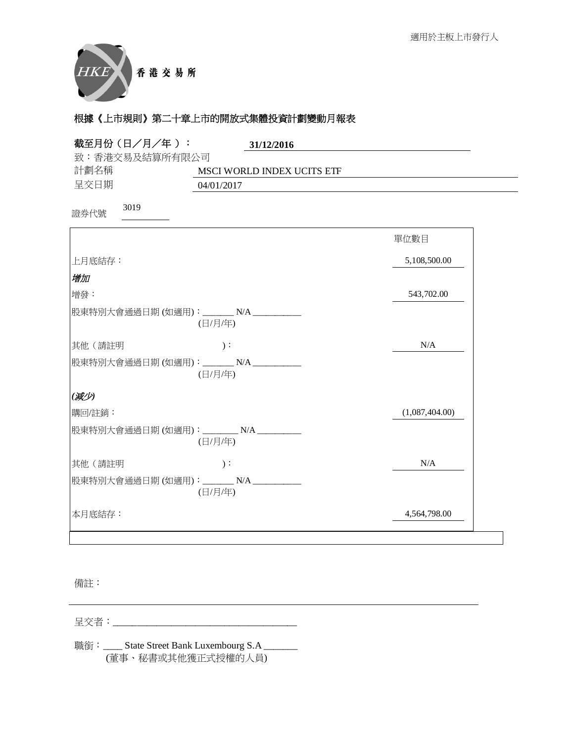適用於主板上市發行人

香 港 交 易 所

## 根據《上市規則》第二十章上市的開放式集體投資計劃變動月報表

**截至月份（日／月／年）：** **31/12/2016**

致：香港交易及結算所有限公司

計劃名稱 MSCI WORLD INDEX UCITS ETF

呈交日期 04/01/2017

證券代號 3019

| | 單位數目 |
|---|---|
| 上月底結存： | 5,108,500.00 |
| ***增加*** | |
| 增發： | 543,702.00 |
| 股東特別大會通過日期 (如適用)：_______ N/A ___________ (日/月/年) | |
| 其他（請註明 ）： | N/A |
| 股東特別大會通過日期 (如適用)：_______ N/A ___________ (日/月/年) | |
| ***(減少)*** | |
| 購回/註銷： | (1,087,404.00) |
| 股東特別大會通過日期 (如適用)：________ N/A __________ (日/月/年) | |
| 其他（請註明 ）： | N/A |
| 股東特別大會通過日期 (如適用)：_______ N/A ___________ (日/月/年) | |
| 本月底結存： | 4,564,798.00 |

備註：

呈交者：_____________________________________

職銜：____ State Street Bank Luxembourg S.A _______
(董事、秘書或其他獲正式授權的人員)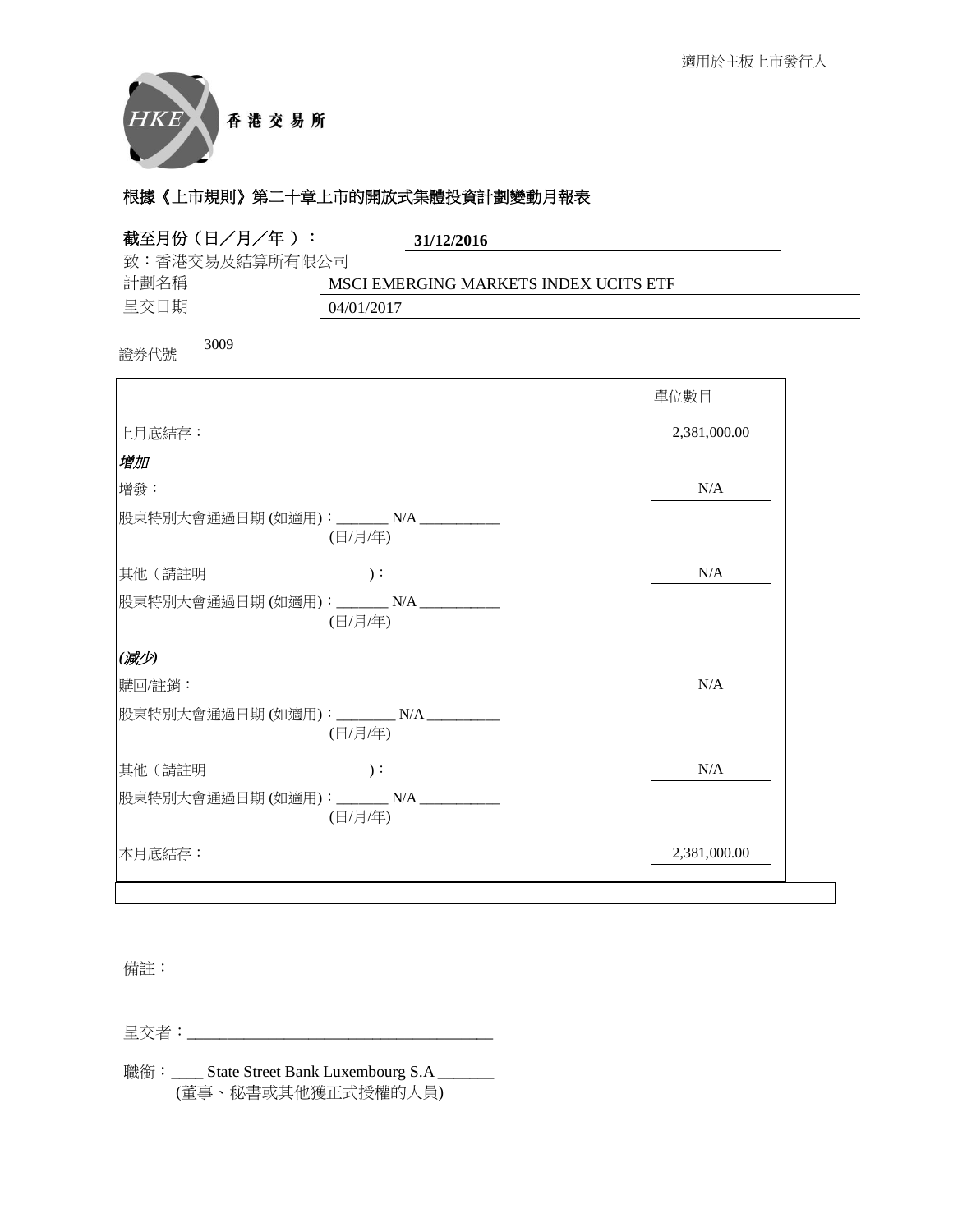適用於主板上市發行人

香 港 交 易 所

## 根據《上市規則》第二十章上市的開放式集體投資計劃變動月報表

**截至月份（日／月／年）：** **31/12/2016**

致：香港交易及結算所有限公司

計劃名稱 MSCI EMERGING MARKETS INDEX UCITS ETF

呈交日期 04/01/2017

證券代號 3009

| | 單位數目 |
|---|---|
| 上月底結存： | 2,381,000.00 |
| ***增加*** | |
| 增發： | N/A |
| 股東特別大會通過日期 (如適用)：_______ N/A ___________ (日/月/年) | |
| 其他（請註明 ）： | N/A |
| 股東特別大會通過日期 (如適用)：_______ N/A ___________ (日/月/年) | |
| ***(減少)*** | |
| 購回/註銷： | N/A |
| 股東特別大會通過日期 (如適用)：________ N/A __________ (日/月/年) | |
| 其他（請註明 ）： | N/A |
| 股東特別大會通過日期 (如適用)：_______ N/A ___________ (日/月/年) | |
| 本月底結存： | 2,381,000.00 |

備註：

呈交者：_____________________________________

職銜：____ State Street Bank Luxembourg S.A _______
(董事、秘書或其他獲正式授權的人員)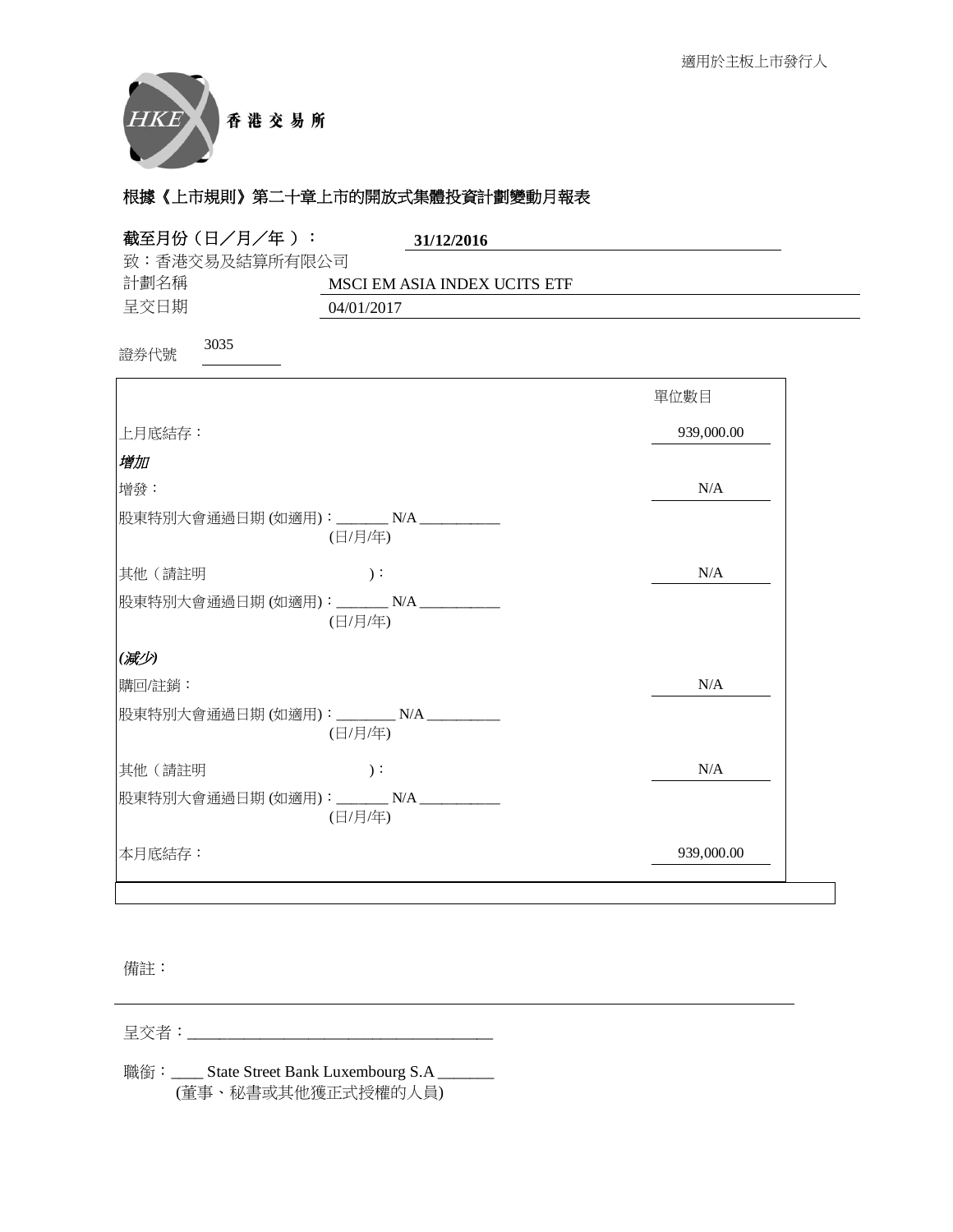適用於主板上市發行人

香 港 交 易 所

## 根據《上市規則》第二十章上市的開放式集體投資計劃變動月報表

**截至月份（日／月／年）：** **31/12/2016**

致：香港交易及結算所有限公司

計劃名稱 MSCI EM ASIA INDEX UCITS ETF

呈交日期 04/01/2017

證券代號 3035

| | 單位數目 |
|---|---|
| 上月底結存： | 939,000.00 |
| ***增加*** | |
| 增發： | N/A |
| 股東特別大會通過日期 (如適用)：_______ N/A __________ (日/月/年) | |
| 其他（請註明 ）： | N/A |
| 股東特別大會通過日期 (如適用)：_______ N/A __________ (日/月/年) | |
| ***(減少)*** | |
| 購回/註銷： | N/A |
| 股東特別大會通過日期 (如適用)：________ N/A _________ (日/月/年) | |
| 其他（請註明 ）： | N/A |
| 股東特別大會通過日期 (如適用)：_______ N/A __________ (日/月/年) | |
| 本月底結存： | 939,000.00 |

備註：

呈交者：____________________________________

職銜：____ State Street Bank Luxembourg S.A _______
(董事、秘書或其他獲正式授權的人員)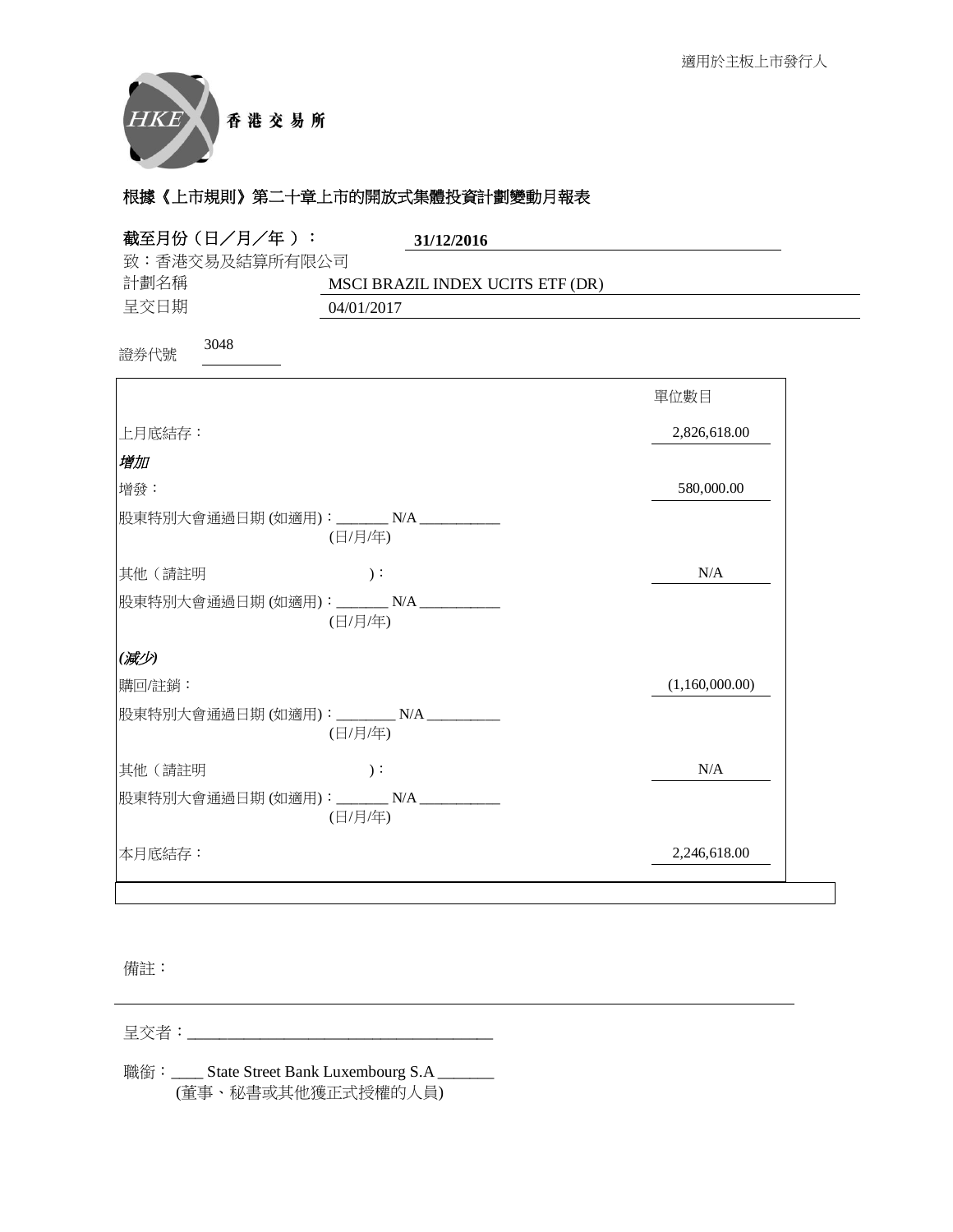適用於主板上市發行人

香 港 交 易 所

## 根據《上市規則》第二十章上市的開放式集體投資計劃變動月報表

**截至月份（日／月／年）：** **31/12/2016**

致：香港交易及結算所有限公司

計劃名稱 MSCI BRAZIL INDEX UCITS ETF (DR)

呈交日期 04/01/2017

證券代號 3048

| | 單位數目 |
|---|---|
| 上月底結存： | 2,826,618.00 |
| ***增加*** | |
| 增發： | 580,000.00 |
| 股東特別大會通過日期 (如適用)：_______ N/A ___________ (日/月/年) | |
| 其他（請註明 ）： | N/A |
| 股東特別大會通過日期 (如適用)：_______ N/A ___________ (日/月/年) | |
| ***(減少)*** | |
| 購回/註銷： | (1,160,000.00) |
| 股東特別大會通過日期 (如適用)：________ N/A __________ (日/月/年) | |
| 其他（請註明 ）： | N/A |
| 股東特別大會通過日期 (如適用)：_______ N/A ___________ (日/月/年) | |
| 本月底結存： | 2,246,618.00 |

備註：

呈交者：_____________________________________

職銜：____ State Street Bank Luxembourg S.A _______
(董事、秘書或其他獲正式授權的人員)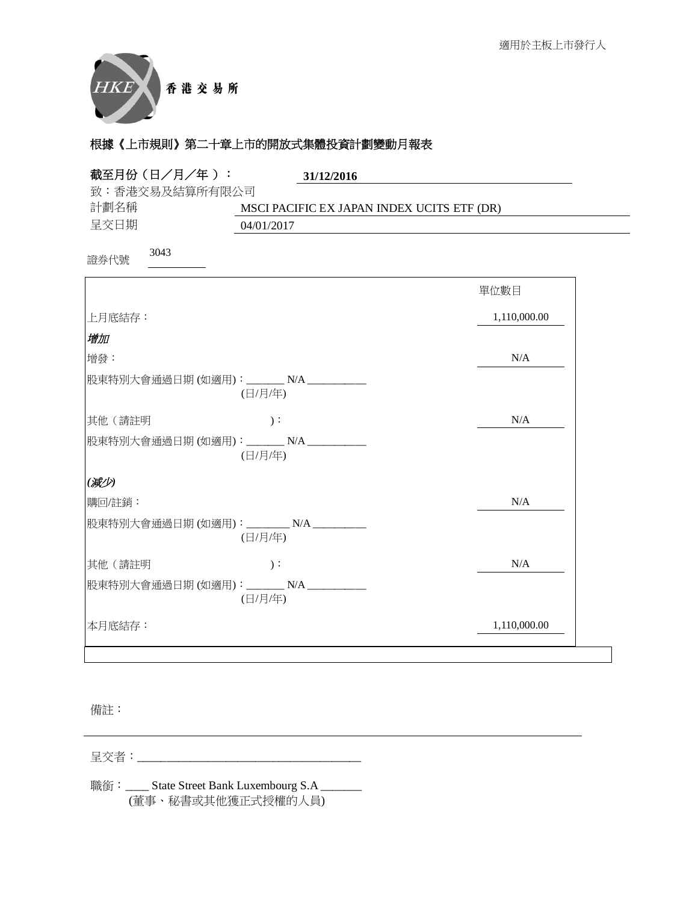適用於主板上市發行人

香港交易所

# 根據《上市規則》第二十章上市的開放式集體投資計劃變動月報表

**截至月份（日／月／年）：** **31/12/2016**

致：香港交易所及結算所有限公司

計劃名稱 MSCI PACIFIC EX JAPAN INDEX UCITS ETF (DR)

呈交日期 04/01/2017

證券代號 3043

| | 單位數目 |
|---|---|
| 上月底結存： | 1,110,000.00 |
| ***增加*** | |
| 增發： | N/A |
| 股東特別大會通過日期 (如適用)：_______ N/A __________ (日/月/年) | |
| 其他（請註明 )： | N/A |
| 股東特別大會通過日期 (如適用)：_______ N/A __________ (日/月/年) | |
| ***(減少)*** | |
| 購回/註銷： | N/A |
| 股東特別大會通過日期 (如適用)：________ N/A _________ (日/月/年) | |
| 其他（請註明 )： | N/A |
| 股東特別大會通過日期 (如適用)：_______ N/A __________ (日/月/年) | |
| 本月底結存： | 1,110,000.00 |

備註：

呈交者：____________________________________

職銜：____ State Street Bank Luxembourg S.A _______
(董事、秘書或其他獲正式授權的人員)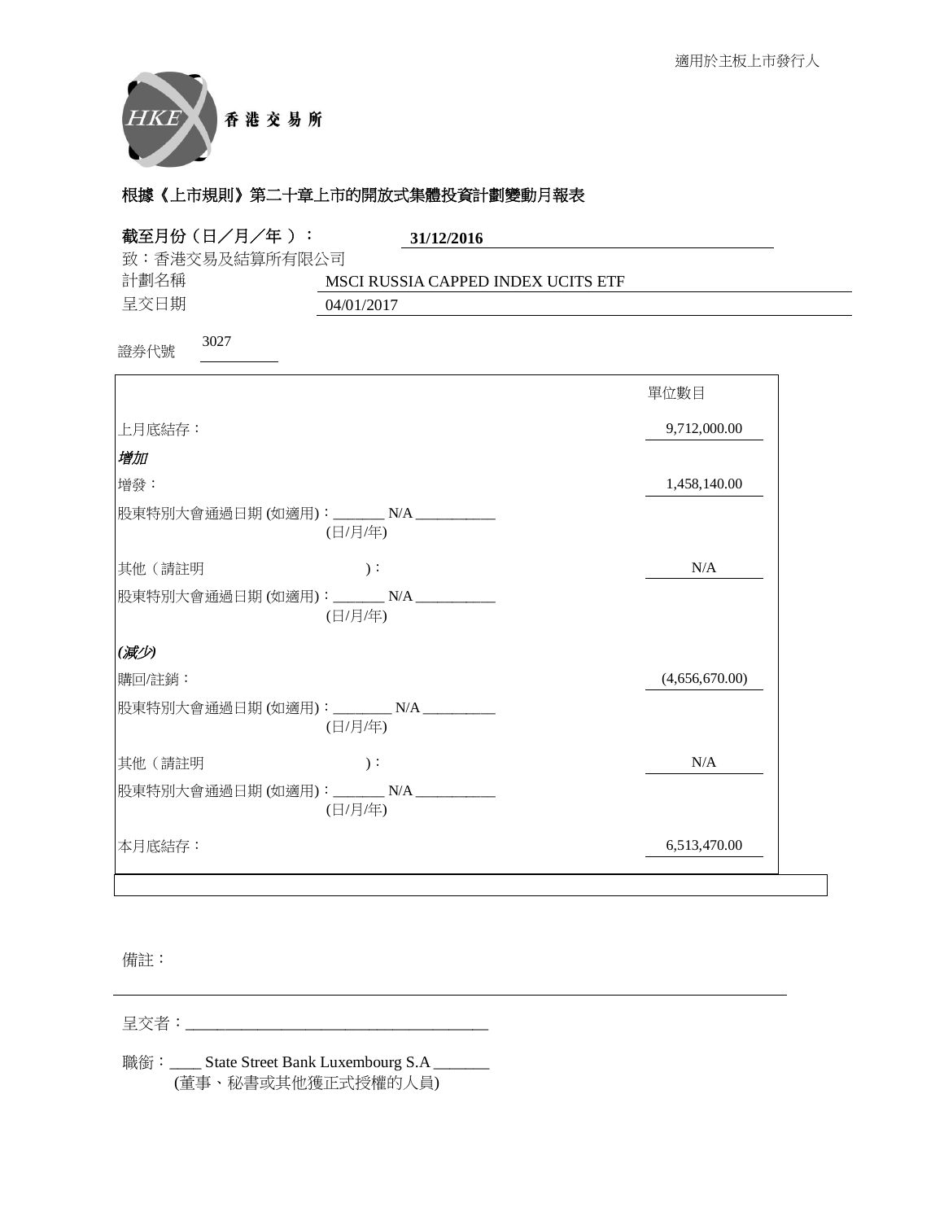適用於主板上市發行人

香港交易所

## 根據《上市規則》第二十章上市的開放式集體投資計劃變動月報表

**截至月份（日／月／年）：** **31/12/2016**

致：香港交易所及結算所有限公司

計劃名稱 MSCI RUSSIA CAPPED INDEX UCITS ETF

呈交日期 04/01/2017

證券代號 3027

| | 單位數目 |
|---|---|
| 上月底結存： | 9,712,000.00 |
| ***增加*** | |
| 增發： | 1,458,140.00 |
| 股東特別大會通過日期 (如適用)：_______ N/A ___________ (日/月/年) | |
| 其他（請註明 )： | N/A |
| 股東特別大會通過日期 (如適用)：_______ N/A ___________ (日/月/年) | |
| ***(減少)*** | |
| 購回/註銷： | (4,656,670.00) |
| 股東特別大會通過日期 (如適用)：________ N/A __________ (日/月/年) | |
| 其他（請註明 )： | N/A |
| 股東特別大會通過日期 (如適用)：_______ N/A ___________ (日/月/年) | |
| 本月底結存： | 6,513,470.00 |

備註：

呈交者：_____________________________________

職銜：____ State Street Bank Luxembourg S.A _______
(董事、秘書或其他獲正式授權的人員)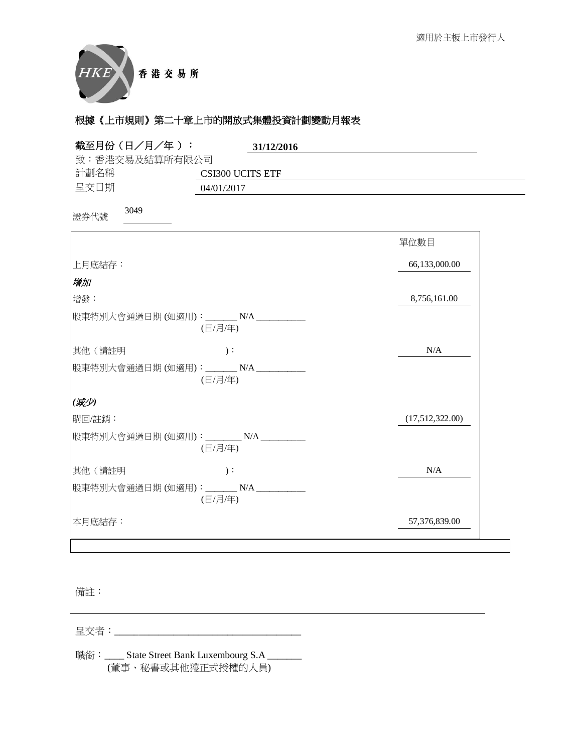適用於主板上市發行人

香港交易所

## 根據《上市規則》第二十章上市的開放式集體投資計劃變動月報表

**截至月份（日／月／年）：** **31/12/2016**

致：香港交易及結算所有限公司

計劃名稱 CSI300 UCITS ETF

呈交日期 04/01/2017

證券代號 3049

| | 單位數目 |
|---|---|
| 上月底結存： | 66,133,000.00 |
| ***增加*** | |
| 增發： | 8,756,161.00 |
| 股東特別大會通過日期 (如適用)：_______ N/A ___________ (日/月/年) | |
| 其他（請註明 ）： | N/A |
| 股東特別大會通過日期 (如適用)：_______ N/A ___________ (日/月/年) | |
| ***(減少)*** | |
| 購回/註銷： | (17,512,322.00) |
| 股東特別大會通過日期 (如適用)：________ N/A __________ (日/月/年) | |
| 其他（請註明 ）： | N/A |
| 股東特別大會通過日期 (如適用)：_______ N/A ___________ (日/月/年) | |
| 本月底結存： | 57,376,839.00 |

備註：

呈交者：_____________________________________

職銜：____ State Street Bank Luxembourg S.A _______
(董事、秘書或其他獲正式授權的人員)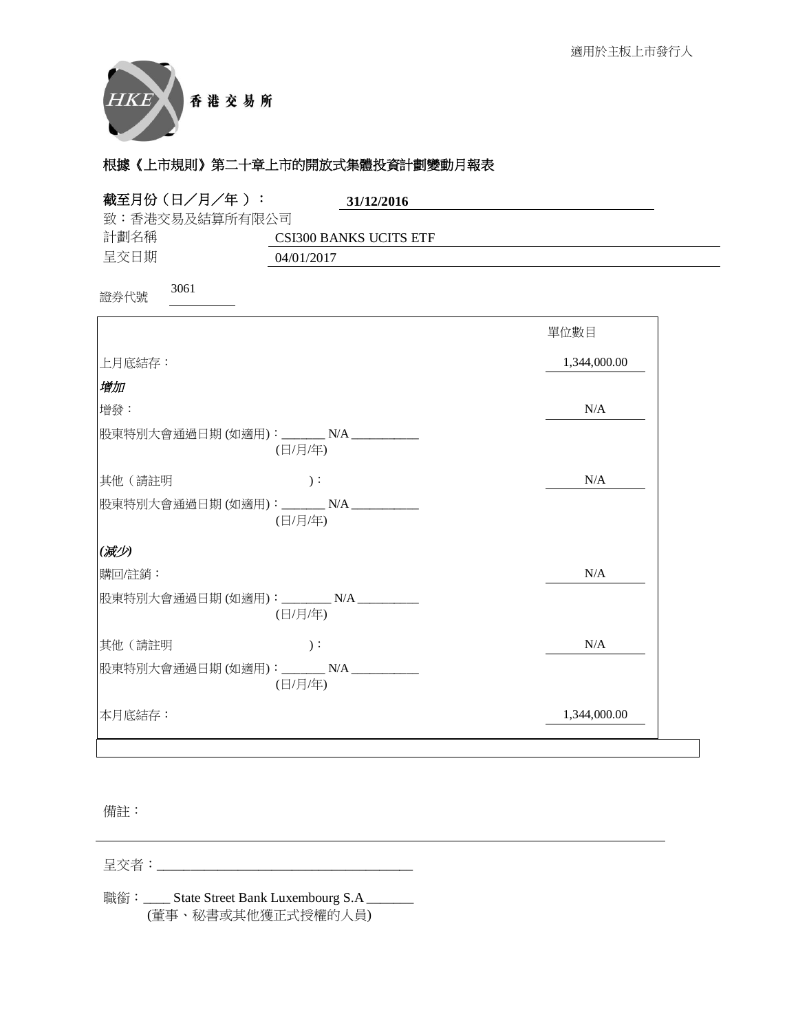適用於主板上市發行人

香港交易所

## 根據《上市規則》第二十章上市的開放式集體投資計劃變動月報表

**截至月份（日／月／年）：** **31/12/2016**

致：香港交易及結算所有限公司

計劃名稱 CSI300 BANKS UCITS ETF

呈交日期 04/01/2017

證券代號 3061

| | 單位數目 |
|---|---|
| 上月底結存： | 1,344,000.00 |
| ***增加*** | |
| 增發： | N/A |
| 股東特別大會通過日期 (如適用)：_______ N/A ___________ (日/月/年) | |
| 其他（請註明 )： | N/A |
| 股東特別大會通過日期 (如適用)：_______ N/A ___________ (日/月/年) | |
| ***(減少)*** | |
| 購回/註銷： | N/A |
| 股東特別大會通過日期 (如適用)：________ N/A __________ (日/月/年) | |
| 其他（請註明 )： | N/A |
| 股東特別大會通過日期 (如適用)：_______ N/A ___________ (日/月/年) | |
| 本月底結存： | 1,344,000.00 |

備註：

呈交者：_____________________________________

職銜：____ State Street Bank Luxembourg S.A _______
(董事、秘書或其他獲正式授權的人員)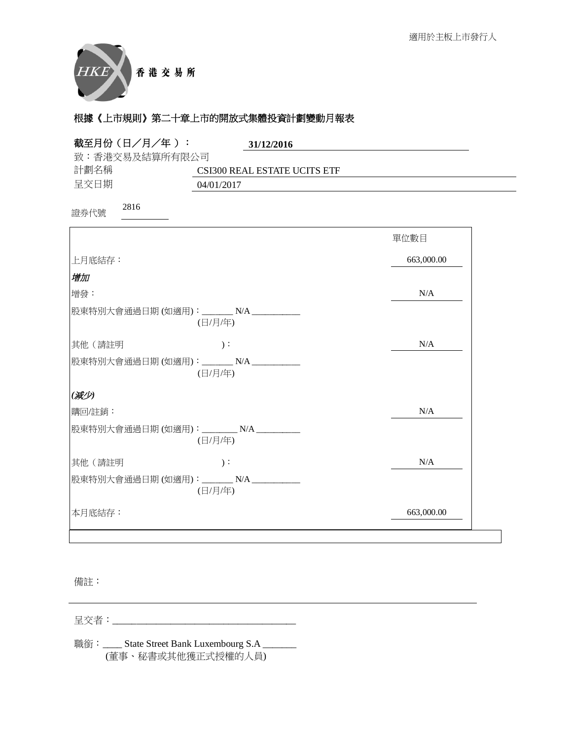適用於主板上市發行人

香 港 交 易 所

## 根據《上市規則》第二十章上市的開放式集體投資計劃變動月報表

**截至月份（日／月／年）：** **31/12/2016**

致：香港交易及結算所有限公司

計劃名稱 CSI300 REAL ESTATE UCITS ETF

呈交日期 04/01/2017

證券代號 2816

| | 單位數目 |
|---|---|
| 上月底結存： | 663,000.00 |
| ***增加*** | |
| 增發： | N/A |
| 股東特別大會通過日期 (如適用)：_______ N/A ___________ (日/月/年) | |
| 其他（請註明 )： | N/A |
| 股東特別大會通過日期 (如適用)：_______ N/A ___________ (日/月/年) | |
| ***(減少)*** | |
| 購回/註銷： | N/A |
| 股東特別大會通過日期 (如適用)：________ N/A __________ (日/月/年) | |
| 其他（請註明 )： | N/A |
| 股東特別大會通過日期 (如適用)：_______ N/A ___________ (日/月/年) | |
| 本月底結存： | 663,000.00 |

備註：

呈交者：_____________________________________

職銜：____ State Street Bank Luxembourg S.A _______
(董事、秘書或其他獲正式授權的人員)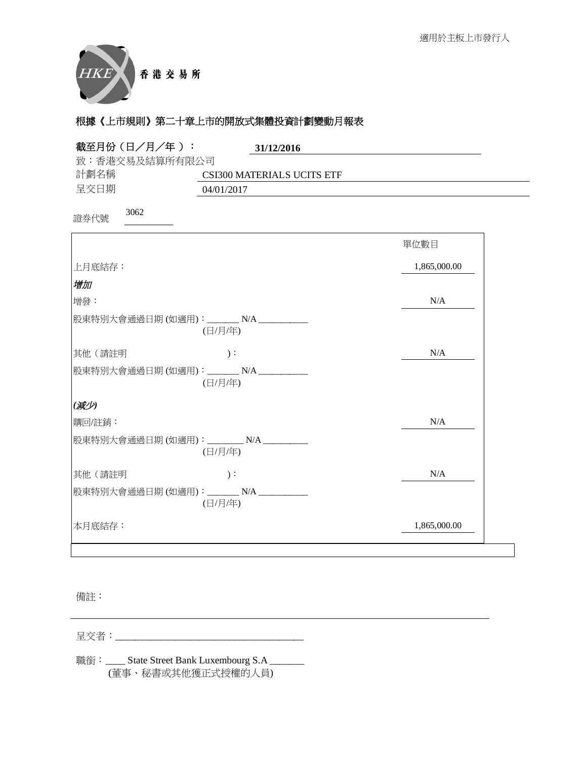適用於主板上市發行人

香 港 交 易 所

## 根據《上市規則》第二十章上市的開放式集體投資計劃變動月報表

**截至月份（日／月／年）：** **31/12/2016**

致：香港交易及結算所有限公司

計劃名稱 CSI300 MATERIALS UCITS ETF

呈交日期 04/01/2017

證券代號 3062

| | 單位數目 |
|---|---|
| 上月底結存： | 1,865,000.00 |
| ***增加*** | |
| 增發： | N/A |
| 股東特別大會通過日期 (如適用)：_______ N/A ___________ (日/月/年) | |
| 其他（請註明 )： | N/A |
| 股東特別大會通過日期 (如適用)：_______ N/A ___________ (日/月/年) | |
| ***(減少)*** | |
| 購回/註銷： | N/A |
| 股東特別大會通過日期 (如適用)：________ N/A __________ (日/月/年) | |
| 其他（請註明 )： | N/A |
| 股東特別大會通過日期 (如適用)：_______ N/A ___________ (日/月/年) | |
| 本月底結存： | 1,865,000.00 |

備註：

呈交者：_____________________________________

職銜：____ State Street Bank Luxembourg S.A _______
(董事、秘書或其他獲正式授權的人員)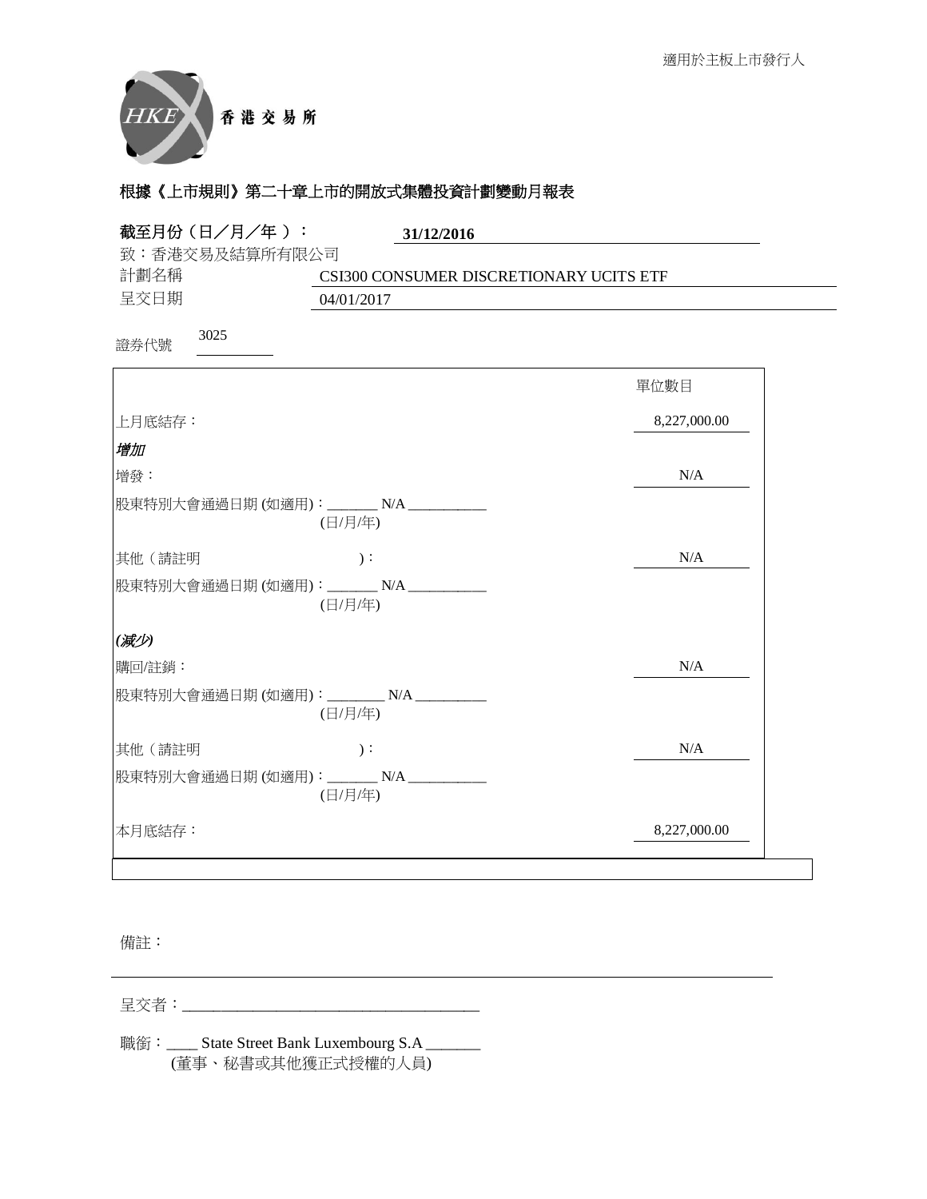適用於主板上市發行人

香港交易所

## 根據《上市規則》第二十章上市的開放式集體投資計劃變動月報表

**截至月份（日／月／年）：** **31/12/2016**

致：香港交易所及結算所有限公司

計劃名稱 CSI300 CONSUMER DISCRETIONARY UCITS ETF

呈交日期 04/01/2017

證券代號 3025

| | 單位數目 |
|---|---|
| 上月底結存： | 8,227,000.00 |
| ***增加*** | |
| 增發： | N/A |
| 股東特別大會通過日期 (如適用)：_______ N/A __________ (日/月/年) | |
| 其他（請註明 ）： | N/A |
| 股東特別大會通過日期 (如適用)：_______ N/A __________ (日/月/年) | |
| ***(減少)*** | |
| 購回/註銷： | N/A |
| 股東特別大會通過日期 (如適用)：________ N/A _________ (日/月/年) | |
| 其他（請註明 ）： | N/A |
| 股東特別大會通過日期 (如適用)：_______ N/A __________ (日/月/年) | |
| 本月底結存： | 8,227,000.00 |

備註：

呈交者：_____________________________________

職銜：____ State Street Bank Luxembourg S.A _______
(董事、秘書或其他獲正式授權的人員)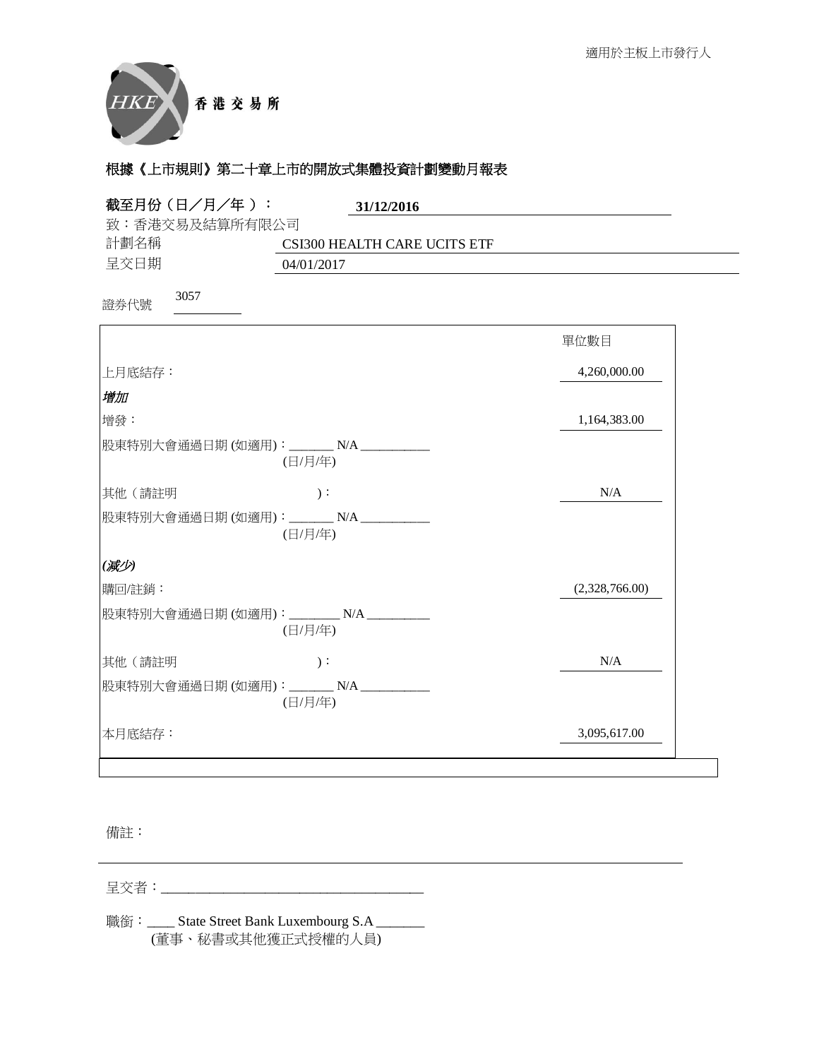適用於主板上市發行人

香港交易所

## 根據《上市規則》第二十章上市的開放式集體投資計劃變動月報表

**截至月份（日／月／年）：** **31/12/2016**

致：香港交易所及結算所有限公司

計劃名稱 CSI300 HEALTH CARE UCITS ETF

呈交日期 04/01/2017

證券代號 3057

| | 單位數目 |
|---|---|
| 上月底結存： | 4,260,000.00 |
| ***增加*** | |
| 增發： | 1,164,383.00 |
| 股東特別大會通過日期 (如適用)：_______ N/A ___________ (日/月/年) | |
| 其他（請註明 ）： | N/A |
| 股東特別大會通過日期 (如適用)：_______ N/A ___________ (日/月/年) | |
| ***(減少)*** | |
| 購回/註銷： | (2,328,766.00) |
| 股東特別大會通過日期 (如適用)：________ N/A __________ (日/月/年) | |
| 其他（請註明 ）： | N/A |
| 股東特別大會通過日期 (如適用)：_______ N/A ___________ (日/月/年) | |
| 本月底結存： | 3,095,617.00 |

備註：

呈交者：_____________________________________

職銜：____ State Street Bank Luxembourg S.A _______
(董事、秘書或其他獲正式授權的人員)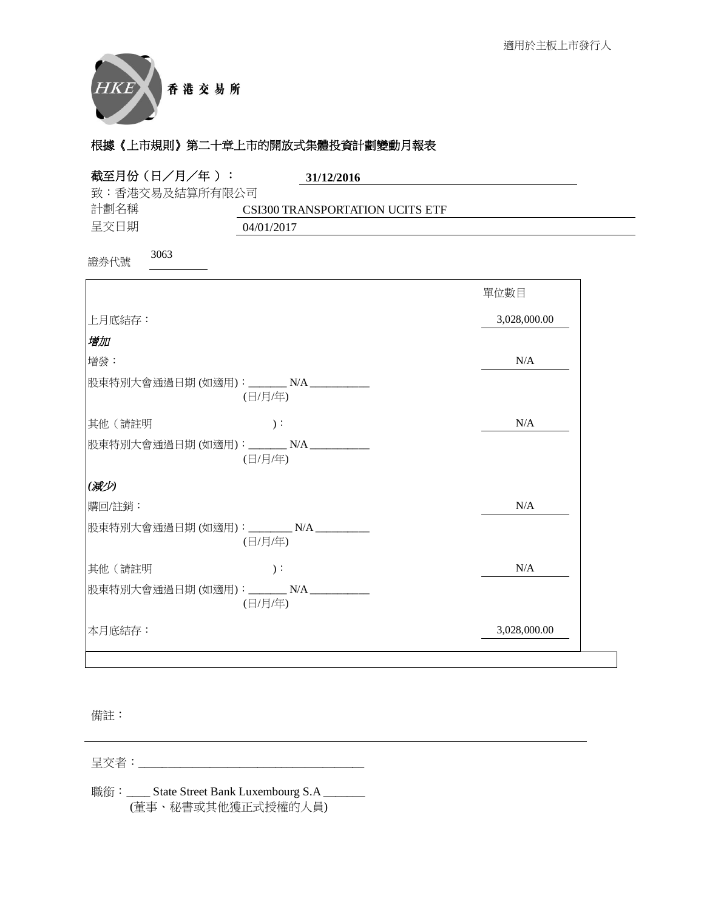適用於主板上市發行人

香港交易所

## 根據《上市規則》第二十章上市的開放式集體投資計劃變動月報表

**截至月份（日／月／年）：** **31/12/2016**

致：香港交易及結算所有限公司

計劃名稱 CSI300 TRANSPORTATION UCITS ETF

呈交日期 04/01/2017

證券代號 3063

| | 單位數目 |
|---|---|
| 上月底結存： | 3,028,000.00 |
| ***增加*** | |
| 增發： | N/A |
| 股東特別大會通過日期 (如適用)：_______ N/A ___________ (日/月/年) | |
| 其他（請註明 ）： | N/A |
| 股東特別大會通過日期 (如適用)：_______ N/A ___________ (日/月/年) | |
| ***(減少)*** | |
| 購回/註銷： | N/A |
| 股東特別大會通過日期 (如適用)：________ N/A __________ (日/月/年) | |
| 其他（請註明 ）： | N/A |
| 股東特別大會通過日期 (如適用)：_______ N/A ___________ (日/月/年) | |
| 本月底結存： | 3,028,000.00 |

備註：

呈交者：_____________________________________

職銜：____ State Street Bank Luxembourg S.A _______
(董事、秘書或其他獲正式授權的人員)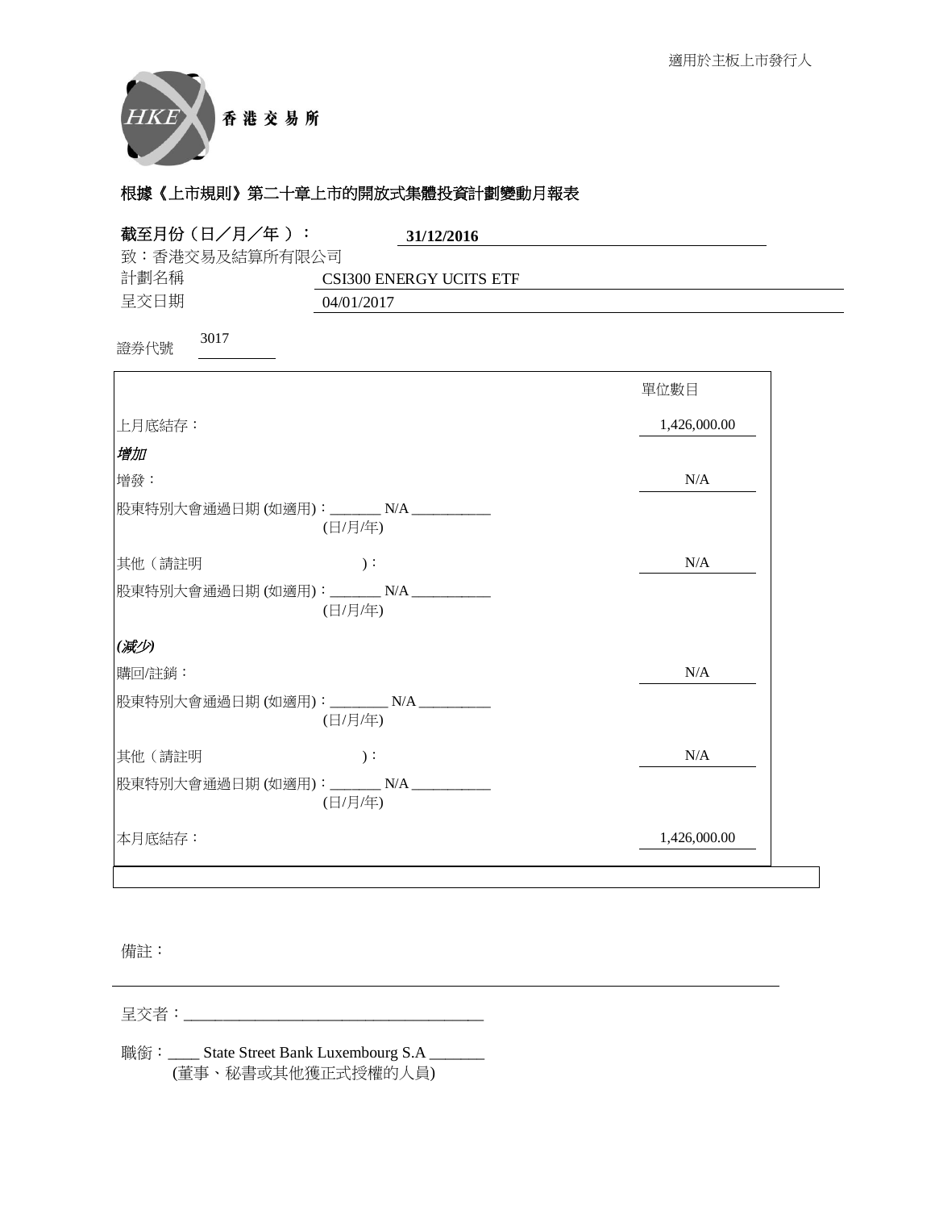適用於主板上市發行人

香 港 交 易 所

## 根據《上市規則》第二十章上市的開放式集體投資計劃變動月報表

**截至月份（日／月／年）：** **31/12/2016**

致：香港交易及結算所有限公司

計劃名稱 CSI300 ENERGY UCITS ETF

呈交日期 04/01/2017

證券代號 3017

| | 單位數目 |
|---|---|
| 上月底結存： | 1,426,000.00 |
| ***增加*** | |
| 增發： | N/A |
| 股東特別大會通過日期 (如適用)：_______ N/A ___________ (日/月/年) | |
| 其他（請註明 )： | N/A |
| 股東特別大會通過日期 (如適用)：_______ N/A ___________ (日/月/年) | |
| ***(減少)*** | |
| 購回/註銷： | N/A |
| 股東特別大會通過日期 (如適用)：________ N/A __________ (日/月/年) | |
| 其他（請註明 )： | N/A |
| 股東特別大會通過日期 (如適用)：_______ N/A ___________ (日/月/年) | |
| 本月底結存： | 1,426,000.00 |

備註：

呈交者：_____________________________________

職銜：____ State Street Bank Luxembourg S.A _______
(董事、秘書或其他獲正式授權的人員)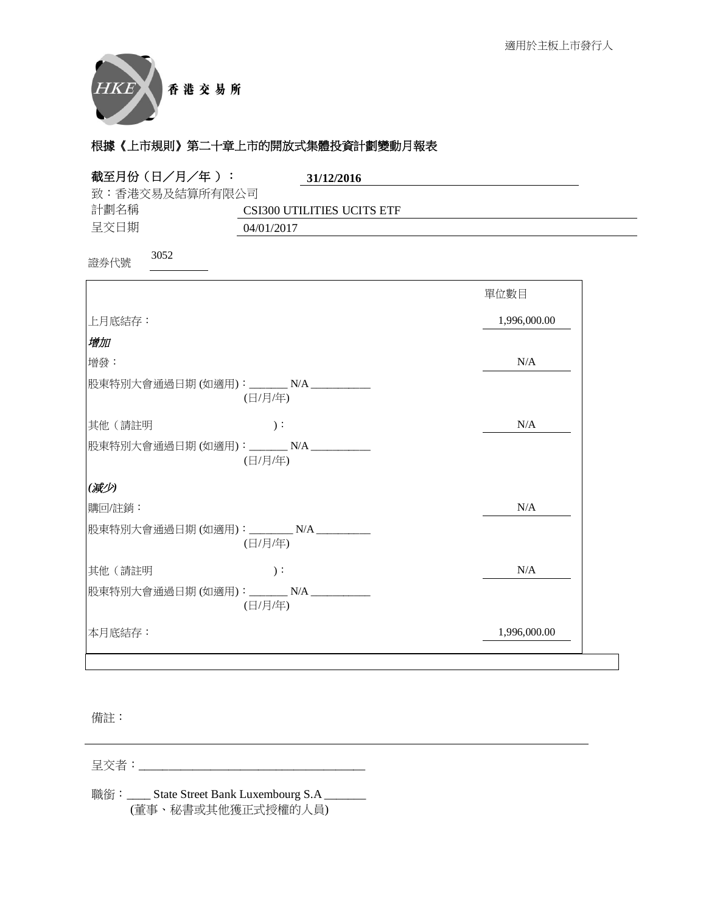適用於主板上市發行人

香 港 交 易 所

## 根據《上市規則》第二十章上市的開放式集體投資計劃變動月報表

**截至月份（日／月／年）：** **31/12/2016**

致：香港交易及結算所有限公司

計劃名稱 CSI300 UTILITIES UCITS ETF

呈交日期 04/01/2017

證券代號 3052

| | 單位數目 |
|---|---|
| 上月底結存： | 1,996,000.00 |
| ***增加*** | |
| 增發： | N/A |
| 股東特別大會通過日期 (如適用)：_______ N/A ___________ (日/月/年) | |
| 其他（請註明 )： | N/A |
| 股東特別大會通過日期 (如適用)：_______ N/A ___________ (日/月/年) | |
| ***(減少)*** | |
| 購回/註銷： | N/A |
| 股東特別大會通過日期 (如適用)：________ N/A __________ (日/月/年) | |
| 其他（請註明 )： | N/A |
| 股東特別大會通過日期 (如適用)：_______ N/A ___________ (日/月/年) | |
| 本月底結存： | 1,996,000.00 |

備註：

呈交者：_____________________________________

職銜：____ State Street Bank Luxembourg S.A _______
(董事、秘書或其他獲正式授權的人員)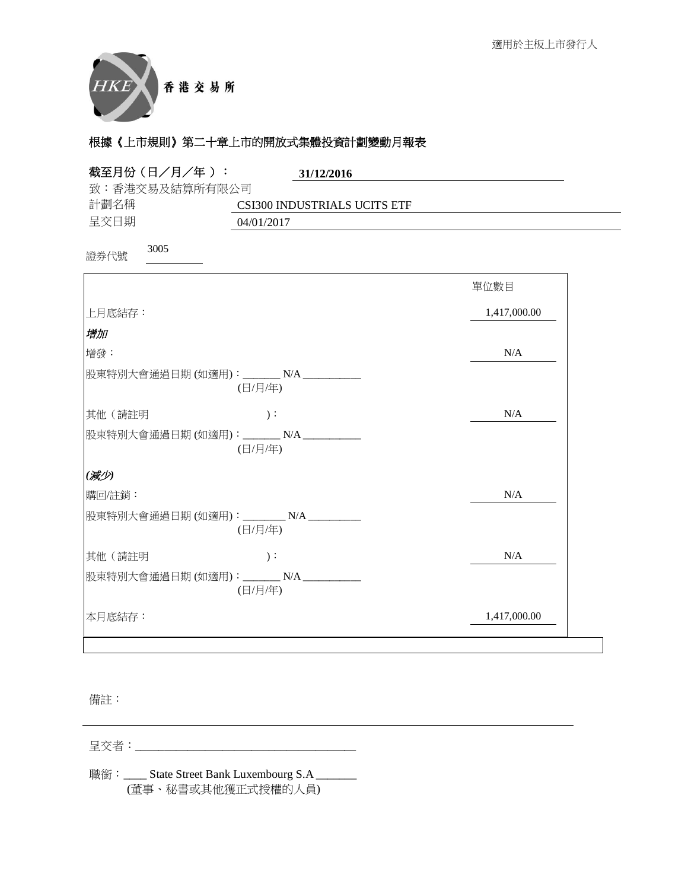適用於主板上市發行人

香港交易所

# 根據《上市規則》第二十章上市的開放式集體投資計劃變動月報表

**截至月份（日／月／年）：** **31/12/2016**

致：香港交易及結算所有限公司

計劃名稱 CSI300 INDUSTRIALS UCITS ETF

呈交日期 04/01/2017

證券代號 3005

| | 單位數目 |
|---|---|
| 上月底結存： | 1,417,000.00 |
| ***增加*** | |
| 增發： | N/A |
| 股東特別大會通過日期 (如適用)：_______ N/A ___________ (日/月/年) | |
| 其他（請註明 ）： | N/A |
| 股東特別大會通過日期 (如適用)：_______ N/A ___________ (日/月/年) | |
| ***(減少)*** | |
| 購回/註銷： | N/A |
| 股東特別大會通過日期 (如適用)：________ N/A __________ (日/月/年) | |
| 其他（請註明 ）： | N/A |
| 股東特別大會通過日期 (如適用)：_______ N/A ___________ (日/月/年) | |
| 本月底結存： | 1,417,000.00 |

備註：

呈交者：_____________________________________

職銜：____ State Street Bank Luxembourg S.A _______
(董事、秘書或其他獲正式授權的人員)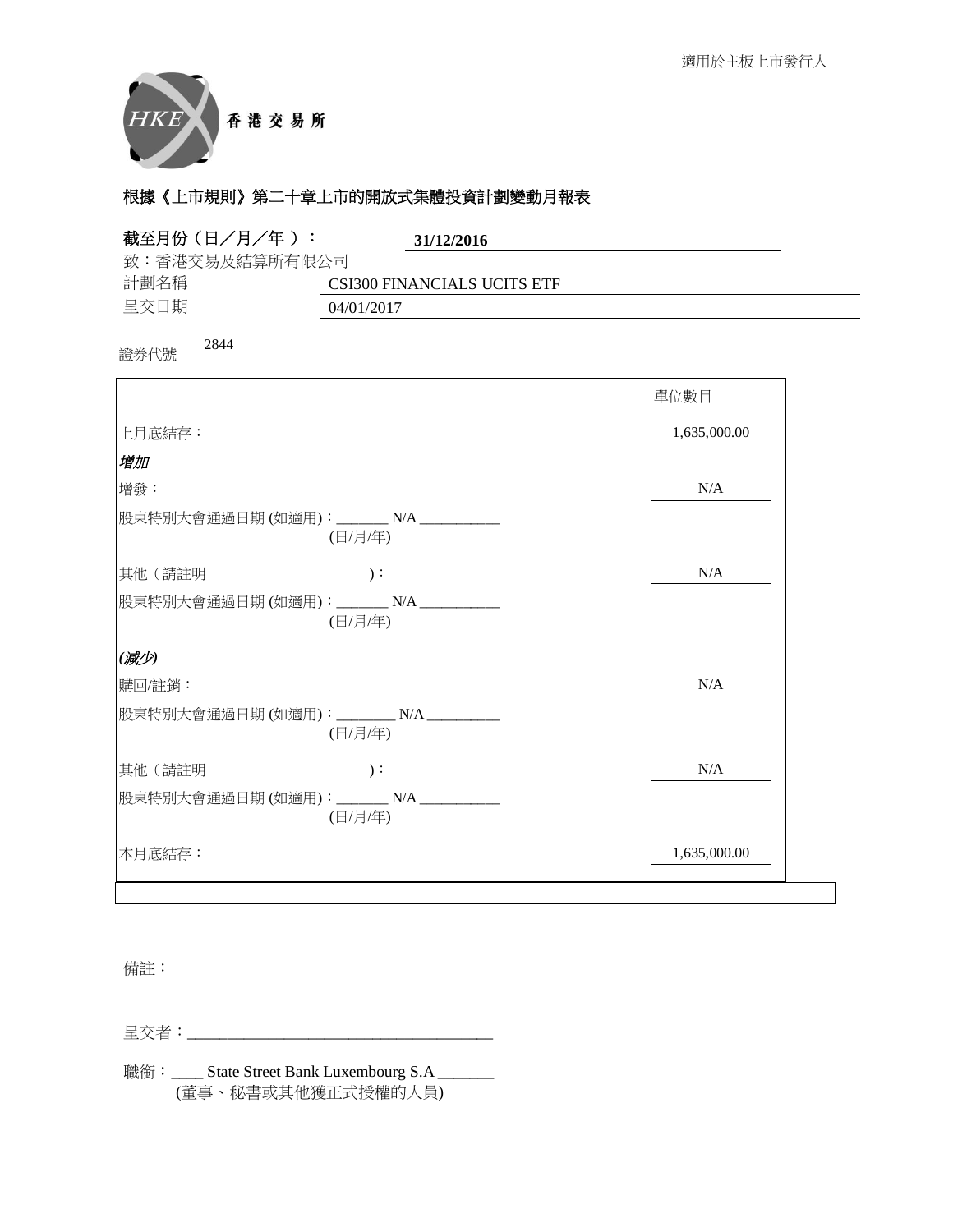適用於主板上市發行人

香港交易所

# 根據《上市規則》第二十章上市的開放式集體投資計劃變動月報表

**截至月份（日／月／年）： 31/12/2016**

致：香港交易及結算所有限公司

計劃名稱 CSI300 FINANCIALS UCITS ETF

呈交日期 04/01/2017

證券代號 2844

| | 單位數目 |
|---|---|
| 上月底結存： | 1,635,000.00 |
| *增加* | |
| 增發： | N/A |
| 股東特別大會通過日期 (如適用)：_______ N/A __________ (日/月/年) | |
| 其他（請註明 ）： | N/A |
| 股東特別大會通過日期 (如適用)：_______ N/A __________ (日/月/年) | |
| *(減少)* | |
| 購回/註銷： | N/A |
| 股東特別大會通過日期 (如適用)：________ N/A _________ (日/月/年) | |
| 其他（請註明 ）： | N/A |
| 股東特別大會通過日期 (如適用)：_______ N/A __________ (日/月/年) | |
| 本月底結存： | 1,635,000.00 |

備註：

呈交者：___________________________________

職銜：____ State Street Bank Luxembourg S.A _______
(董事、秘書或其他獲正式授權的人員)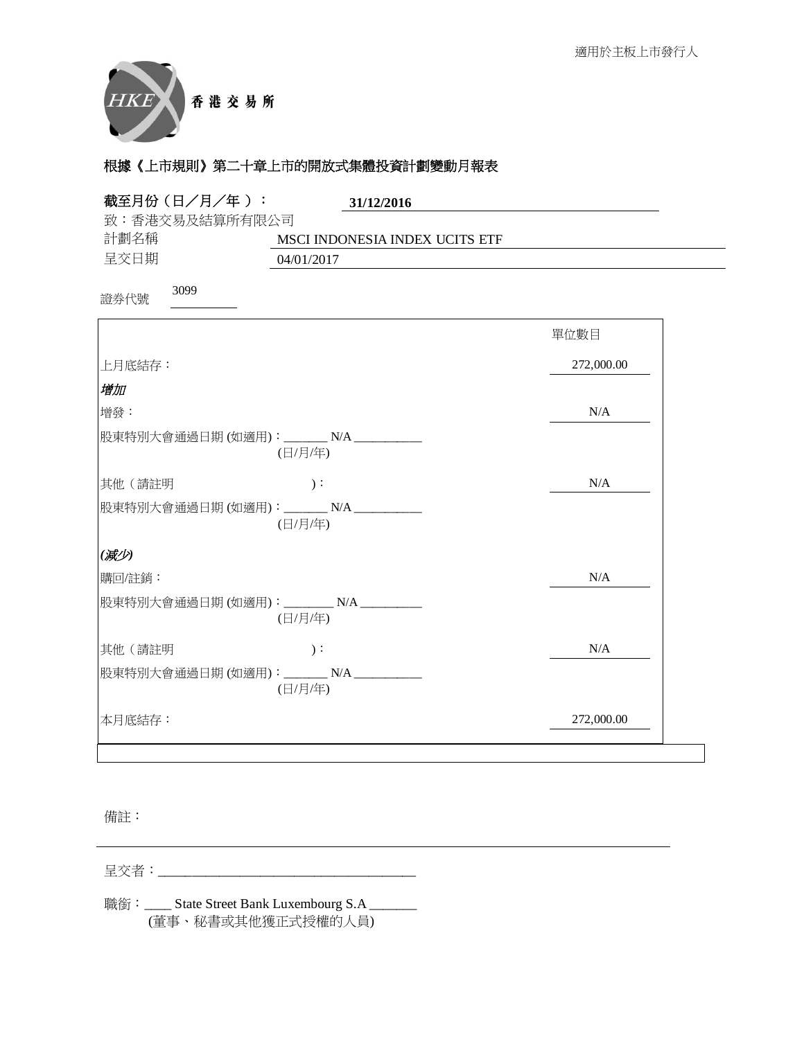適用於主板上市發行人

香港交易所

## 根據《上市規則》第二十章上市的開放式集體投資計劃變動月報表

**截至月份（日／月／年）：** **31/12/2016**

致：香港交易及結算所有限公司

計劃名稱 MSCI INDONESIA INDEX UCITS ETF

呈交日期 04/01/2017

證券代號 3099

| | 單位數目 |
|---|---|
| 上月底結存： | 272,000.00 |
| ***增加*** | |
| 增發： | N/A |
| 股東特別大會通過日期 (如適用)：_______ N/A ___________ (日/月/年) | |
| 其他（請註明 ）： | N/A |
| 股東特別大會通過日期 (如適用)：_______ N/A ___________ (日/月/年) | |
| ***(減少)*** | |
| 購回/註銷： | N/A |
| 股東特別大會通過日期 (如適用)：________ N/A __________ (日/月/年) | |
| 其他（請註明 ）： | N/A |
| 股東特別大會通過日期 (如適用)：_______ N/A ___________ (日/月/年) | |
| 本月底結存： | 272,000.00 |

備註：

呈交者：_____________________________________

職銜：____ State Street Bank Luxembourg S.A _______
(董事、秘書或其他獲正式授權的人員)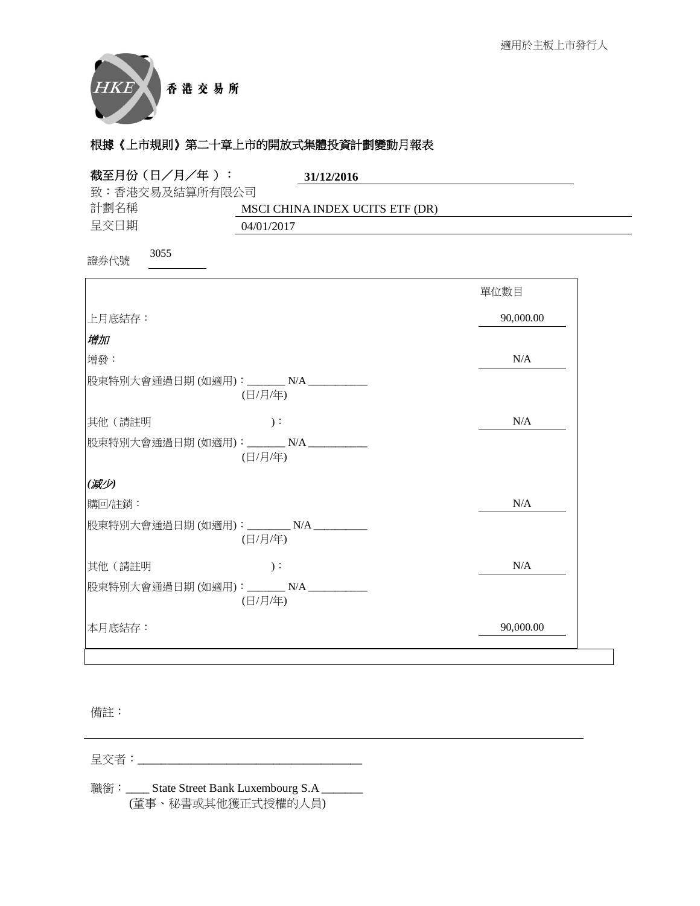適用於主板上市發行人

香 港 交 易 所

## 根據《上市規則》第二十章上市的開放式集體投資計劃變動月報表

**截至月份（日／月／年）：** **31/12/2016**

致：香港交易及結算所有限公司

計劃名稱 MSCI CHINA INDEX UCITS ETF (DR)

呈交日期 04/01/2017

證券代號 3055

| | 單位數目 |
|---|---|
| 上月底結存： | 90,000.00 |
| ***增加*** | |
| 增發： | N/A |
| 股東特別大會通過日期 (如適用)：_______ N/A ___________ (日/月/年) | |
| 其他（請註明 ）： | N/A |
| 股東特別大會通過日期 (如適用)：_______ N/A ___________ (日/月/年) | |
| ***(減少)*** | |
| 購回/註銷： | N/A |
| 股東特別大會通過日期 (如適用)：________ N/A __________ (日/月/年) | |
| 其他（請註明 ）： | N/A |
| 股東特別大會通過日期 (如適用)：_______ N/A ___________ (日/月/年) | |
| 本月底結存： | 90,000.00 |

備註：

呈交者：_____________________________________

職銜：____ State Street Bank Luxembourg S.A _______
(董事、秘書或其他獲正式授權的人員)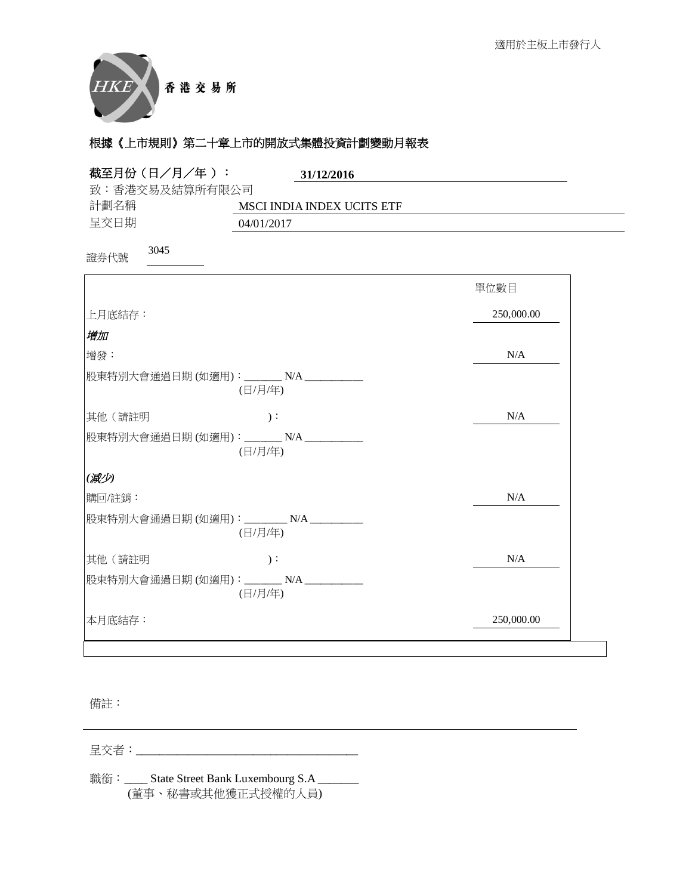適用於主板上市發行人

香港交易所

# 根據《上市規則》第二十章上市的開放式集體投資計劃變動月報表

**截至月份（日／月／年）：** **31/12/2016**

致：香港交易所及結算所有限公司

計劃名稱　MSCI INDIA INDEX UCITS ETF

呈交日期　04/01/2017

證券代號　3045

| | 單位數目 |
|---|---|
| 上月底結存： | 250,000.00 |
| ***增加*** | |
| 增發： | N/A |
| 股東特別大會通過日期 (如適用)：_______ N/A ___________ (日/月/年) | |
| 其他（請註明　　　　　　　）： | N/A |
| 股東特別大會通過日期 (如適用)：_______ N/A ___________ (日/月/年) | |
| ***(減少)*** | |
| 購回/註銷： | N/A |
| 股東特別大會通過日期 (如適用)：________ N/A __________ (日/月/年) | |
| 其他（請註明　　　　　　　）： | N/A |
| 股東特別大會通過日期 (如適用)：_______ N/A ___________ (日/月/年) | |
| 本月底結存： | 250,000.00 |

備註：

呈交者：_____________________________________

職銜：____ State Street Bank Luxembourg S.A _______
(董事、秘書或其他獲正式授權的人員)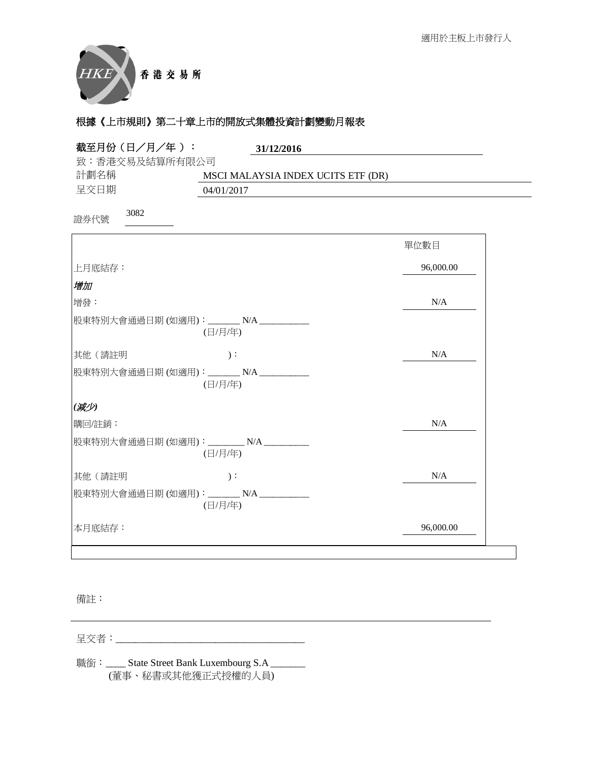適用於主板上市發行人

香 港 交 易 所

## 根據《上市規則》第二十章上市的開放式集體投資計劃變動月報表

**截至月份（日／月／年）： 31/12/2016**

致：香港交易及結算所有限公司

計劃名稱 MSCI MALAYSIA INDEX UCITS ETF (DR)

呈交日期 04/01/2017

證券代號 3082

| | 單位數目 |
|---|---|
| 上月底結存： | 96,000.00 |
| ***增加*** | |
| 增發： | N/A |
| 股東特別大會通過日期 (如適用)：_______ N/A ___________ (日/月/年) | |
| 其他（請註明 )： | N/A |
| 股東特別大會通過日期 (如適用)：_______ N/A ___________ (日/月/年) | |
| ***(減少)*** | |
| 購回/註銷： | N/A |
| 股東特別大會通過日期 (如適用)：________ N/A __________ (日/月/年) | |
| 其他（請註明 )： | N/A |
| 股東特別大會通過日期 (如適用)：_______ N/A ___________ (日/月/年) | |
| 本月底結存： | 96,000.00 |

備註：

呈交者：_____________________________________

職銜：____ State Street Bank Luxembourg S.A _______
(董事、秘書或其他獲正式授權的人員)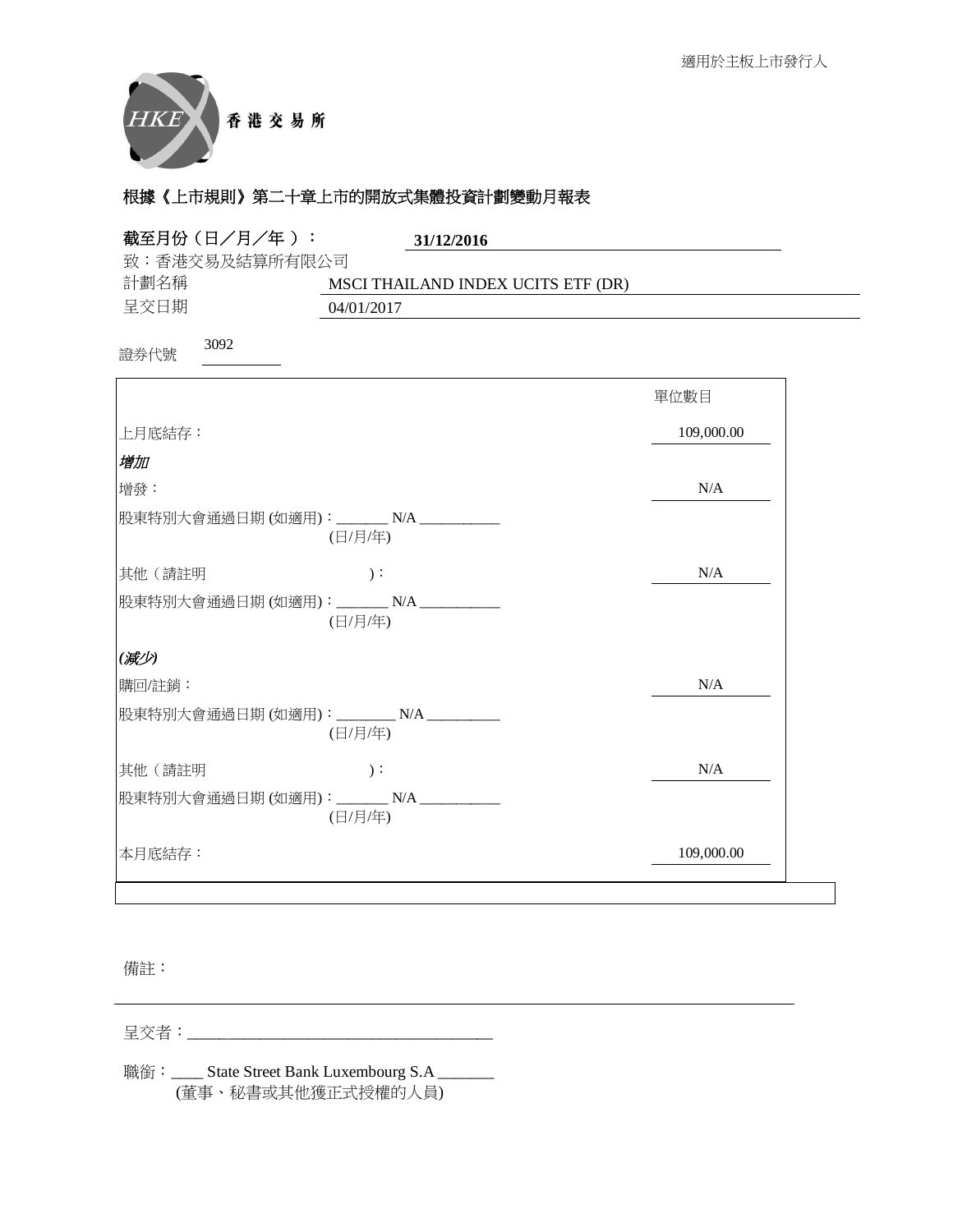適用於主板上市發行人

香港交易所

## 根據《上市規則》第二十章上市的開放式集體投資計劃變動月報表

**截至月份（日／月／年）：** **31/12/2016**

致：香港交易所及結算所有限公司

計劃名稱 MSCI THAILAND INDEX UCITS ETF (DR)

呈交日期 04/01/2017

證券代號 3092

| | 單位數目 |
|---|---|
| 上月底結存： | 109,000.00 |
| ***增加*** | |
| 增發： | N/A |
| 股東特別大會通過日期 (如適用)：_______ N/A ___________ (日/月/年) | |
| 其他（請註明 )： | N/A |
| 股東特別大會通過日期 (如適用)：_______ N/A ___________ (日/月/年) | |
| ***(減少)*** | |
| 購回/註銷： | N/A |
| 股東特別大會通過日期 (如適用)：________ N/A __________ (日/月/年) | |
| 其他（請註明 )： | N/A |
| 股東特別大會通過日期 (如適用)：_______ N/A ___________ (日/月/年) | |
| 本月底結存： | 109,000.00 |

備註：

呈交者：_____________________________________

職銜：____ State Street Bank Luxembourg S.A _______
(董事、秘書或其他獲正式授權的人員)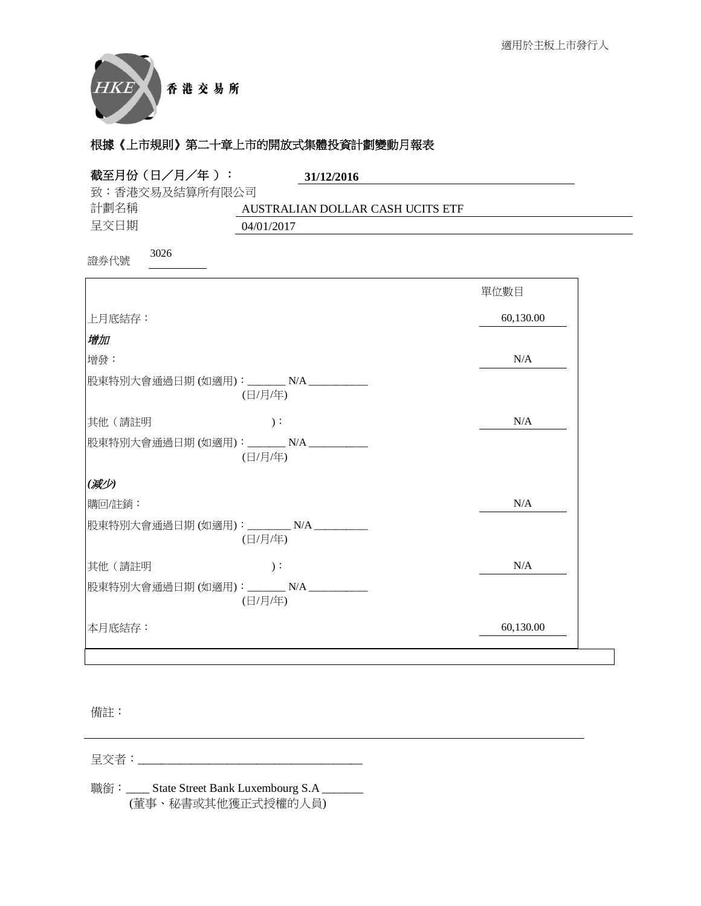適用於主板上市發行人

香 港 交 易 所

## 根據《上市規則》第二十章上市的開放式集體投資計劃變動月報表

**截至月份（日／月／年）：** **31/12/2016**

致：香港交易及結算所有限公司

計劃名稱 AUSTRALIAN DOLLAR CASH UCITS ETF

呈交日期 04/01/2017

證券代號 3026

| | 單位數目 |
|---|---|
| 上月底結存： | 60,130.00 |
| ***增加*** | |
| 增發： | N/A |
| 股東特別大會通過日期 (如適用)：_______ N/A __________ (日/月/年) | |
| 其他（請註明 )： | N/A |
| 股東特別大會通過日期 (如適用)：_______ N/A __________ (日/月/年) | |
| ***(減少)*** | |
| 購回/註銷： | N/A |
| 股東特別大會通過日期 (如適用)：________ N/A _________ (日/月/年) | |
| 其他（請註明 )： | N/A |
| 股東特別大會通過日期 (如適用)：_______ N/A __________ (日/月/年) | |
| 本月底結存： | 60,130.00 |

備註：

呈交者：____________________________________

職銜：____ State Street Bank Luxembourg S.A _______
(董事、秘書或其他獲正式授權的人員)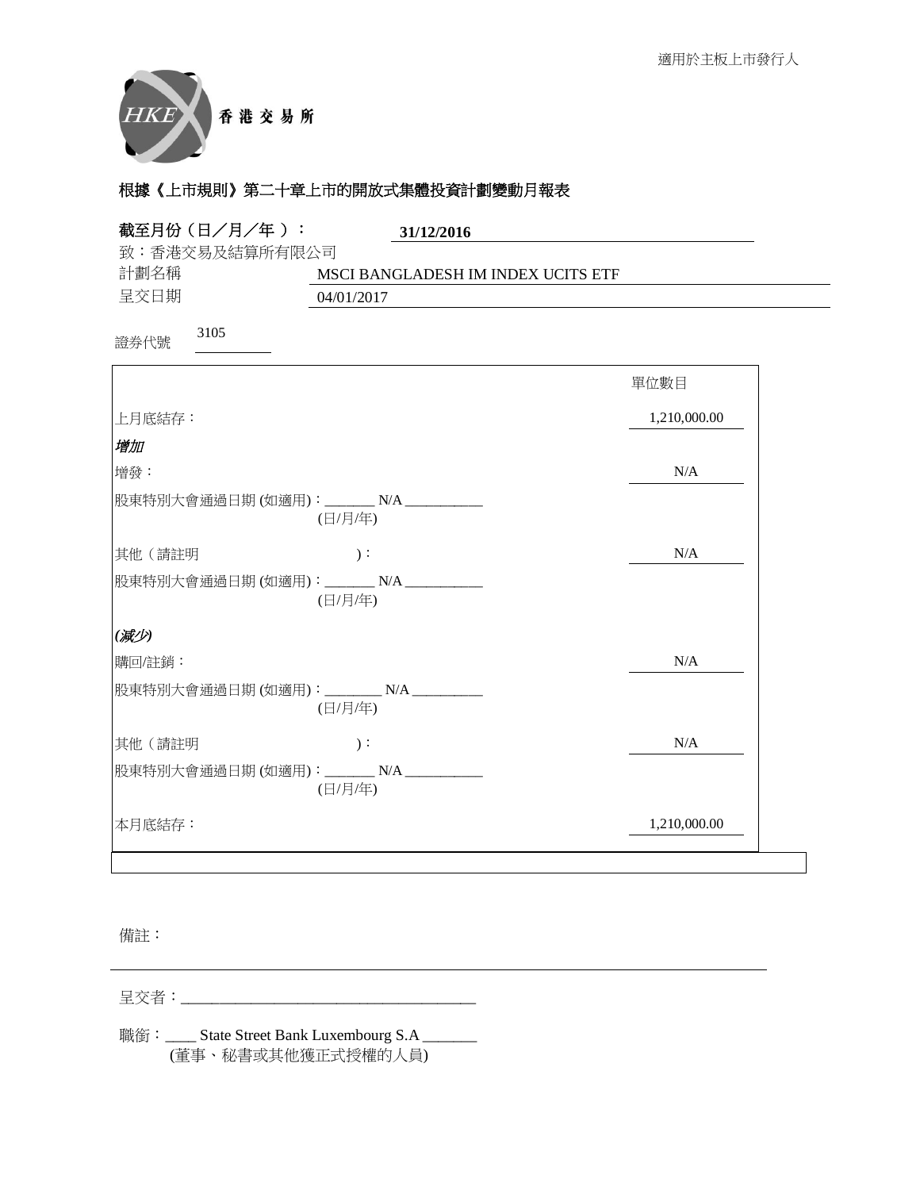適用於主板上市發行人

香港交易所

## 根據《上市規則》第二十章上市的開放式集體投資計劃變動月報表

**截至月份（日／月／年）：** **31/12/2016**

致：香港交易及結算所有限公司

計劃名稱 MSCI BANGLADESH IM INDEX UCITS ETF

呈交日期 04/01/2017

證券代號 3105

| | 單位數目 |
|---|---|
| 上月底結存： | 1,210,000.00 |
| ***增加*** | |
| 增發： | N/A |
| 股東特別大會通過日期 (如適用)：_______ N/A ___________ (日/月/年) | |
| 其他（請註明 )： | N/A |
| 股東特別大會通過日期 (如適用)：_______ N/A ___________ (日/月/年) | |
| ***(減少)*** | |
| 購回/註銷： | N/A |
| 股東特別大會通過日期 (如適用)：________ N/A __________ (日/月/年) | |
| 其他（請註明 )： | N/A |
| 股東特別大會通過日期 (如適用)：_______ N/A ___________ (日/月/年) | |
| 本月底結存： | 1,210,000.00 |

備註：

呈交者：_____________________________________

職銜：____ State Street Bank Luxembourg S.A _______
(董事、秘書或其他獲正式授權的人員)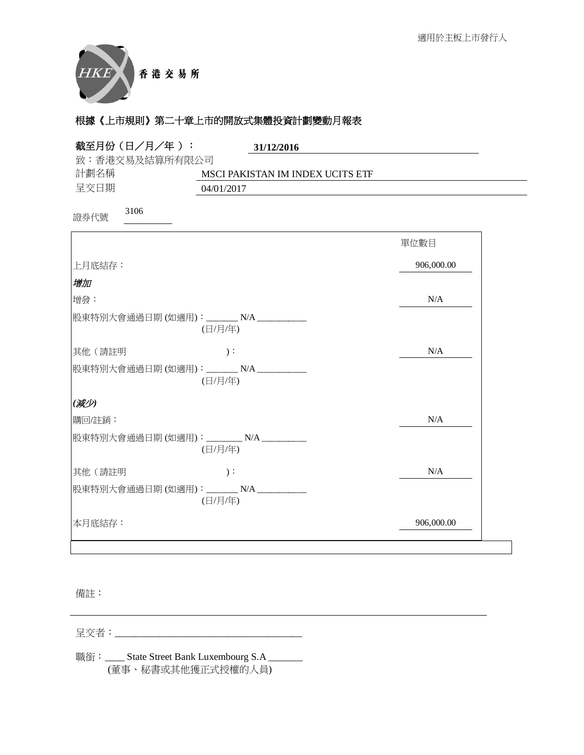適用於主板上市發行人

香港交易所

## 根據《上市規則》第二十章上市的開放式集體投資計劃變動月報表

**截至月份（日／月／年）：** **31/12/2016**

致：香港交易及結算所有限公司

計劃名稱　MSCI PAKISTAN IM INDEX UCITS ETF

呈交日期　04/01/2017

證券代號　3106

| | 單位數目 |
|---|---|
| 上月底結存： | 906,000.00 |
| ***增加*** | |
| 增發： | N/A |
| 股東特別大會通過日期 (如適用)：_______ N/A ___________ (日/月/年) | |
| 其他（請註明　　　　　）： | N/A |
| 股東特別大會通過日期 (如適用)：_______ N/A ___________ (日/月/年) | |
| ***(減少)*** | |
| 購回/註銷： | N/A |
| 股東特別大會通過日期 (如適用)：________ N/A __________ (日/月/年) | |
| 其他（請註明　　　　　）： | N/A |
| 股東特別大會通過日期 (如適用)：_______ N/A ___________ (日/月/年) | |
| 本月底結存： | 906,000.00 |

備註：

呈交者：_____________________________________

職銜：____ State Street Bank Luxembourg S.A _______
(董事、秘書或其他獲正式授權的人員)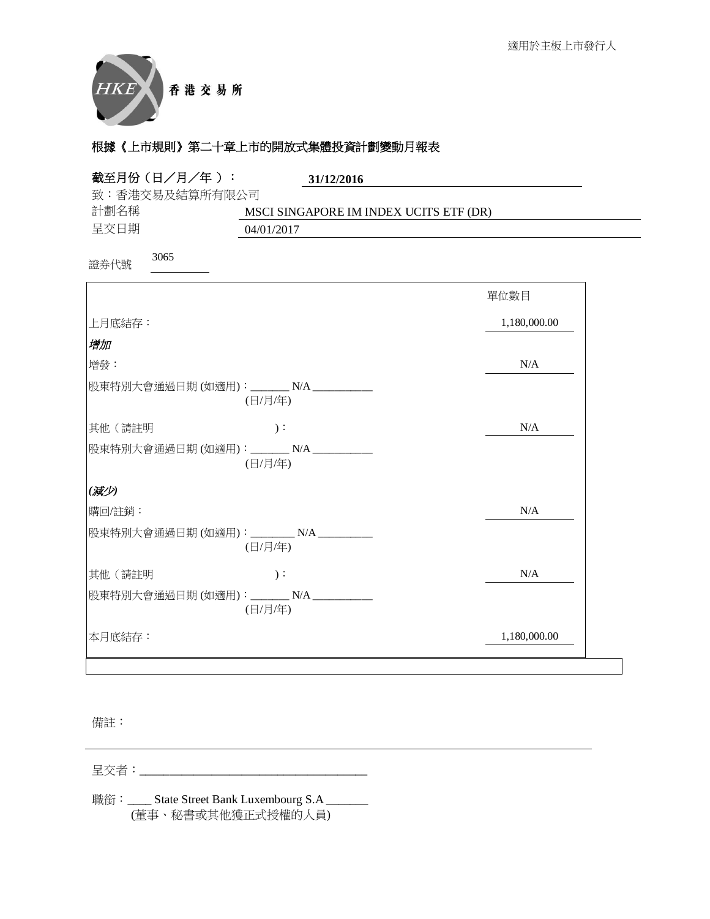適用於主板上市發行人

香 港 交 易 所

## 根據《上市規則》第二十章上市的開放式集體投資計劃變動月報表

**截至月份（日／月／年）：** **31/12/2016**

致：香港交易及結算所有限公司

計劃名稱 MSCI SINGAPORE IM INDEX UCITS ETF (DR)

呈交日期 04/01/2017

證券代號 3065

| | 單位數目 |
|---|---|
| 上月底結存： | 1,180,000.00 |
| ***增加*** | |
| 增發： | N/A |
| 股東特別大會通過日期 (如適用)：_______ N/A ___________ (日/月/年) | |
| 其他（請註明 )： | N/A |
| 股東特別大會通過日期 (如適用)：_______ N/A ___________ (日/月/年) | |
| ***(減少)*** | |
| 購回/註銷： | N/A |
| 股東特別大會通過日期 (如適用)：________ N/A __________ (日/月/年) | |
| 其他（請註明 )： | N/A |
| 股東特別大會通過日期 (如適用)：_______ N/A ___________ (日/月/年) | |
| 本月底結存： | 1,180,000.00 |

備註：

呈交者：______________________________________

職銜：____ State Street Bank Luxembourg S.A _______
(董事、秘書或其他獲正式授權的人員)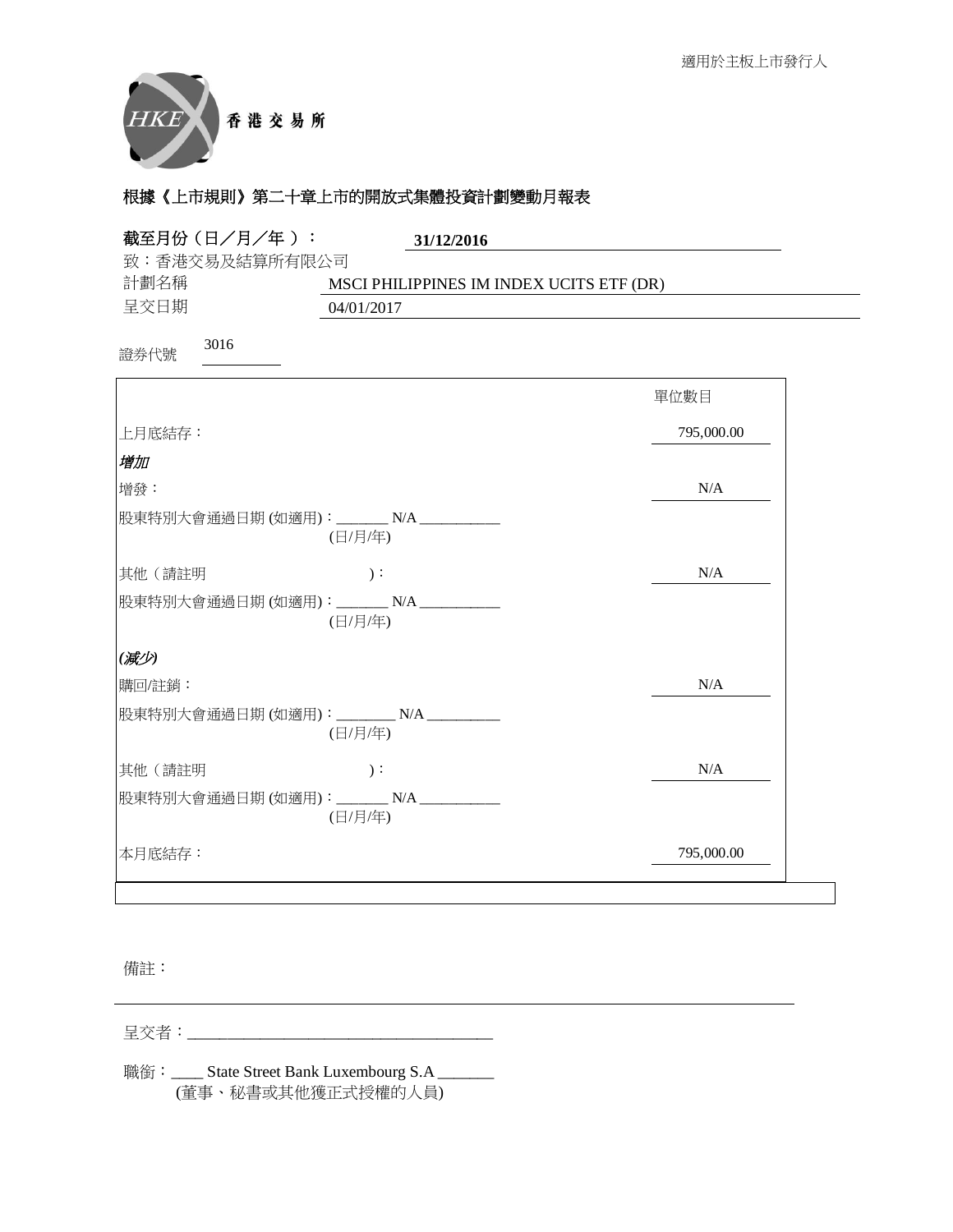適用於主板上市發行人

香 港 交 易 所

## 根據《上市規則》第二十章上市的開放式集體投資計劃變動月報表

**截至月份（日／月／年）：** **31/12/2016**

致：香港交易及結算所有限公司

計劃名稱 MSCI PHILIPPINES IM INDEX UCITS ETF (DR)

呈交日期 04/01/2017

證券代號 3016

| | 單位數目 |
|---|---|
| 上月底結存： | 795,000.00 |
| ***增加*** | |
| 增發： | N/A |
| 股東特別大會通過日期 (如適用)：_______ N/A ___________ (日/月/年) | |
| 其他（請註明 ）： | N/A |
| 股東特別大會通過日期 (如適用)：_______ N/A ___________ (日/月/年) | |
| ***(減少)*** | |
| 購回/註銷： | N/A |
| 股東特別大會通過日期 (如適用)：________ N/A __________ (日/月/年) | |
| 其他（請註明 ）： | N/A |
| 股東特別大會通過日期 (如適用)：_______ N/A ___________ (日/月/年) | |
| 本月底結存： | 795,000.00 |

備註：

呈交者：_____________________________________

職銜：____ State Street Bank Luxembourg S.A _______
(董事、秘書或其他獲正式授權的人員)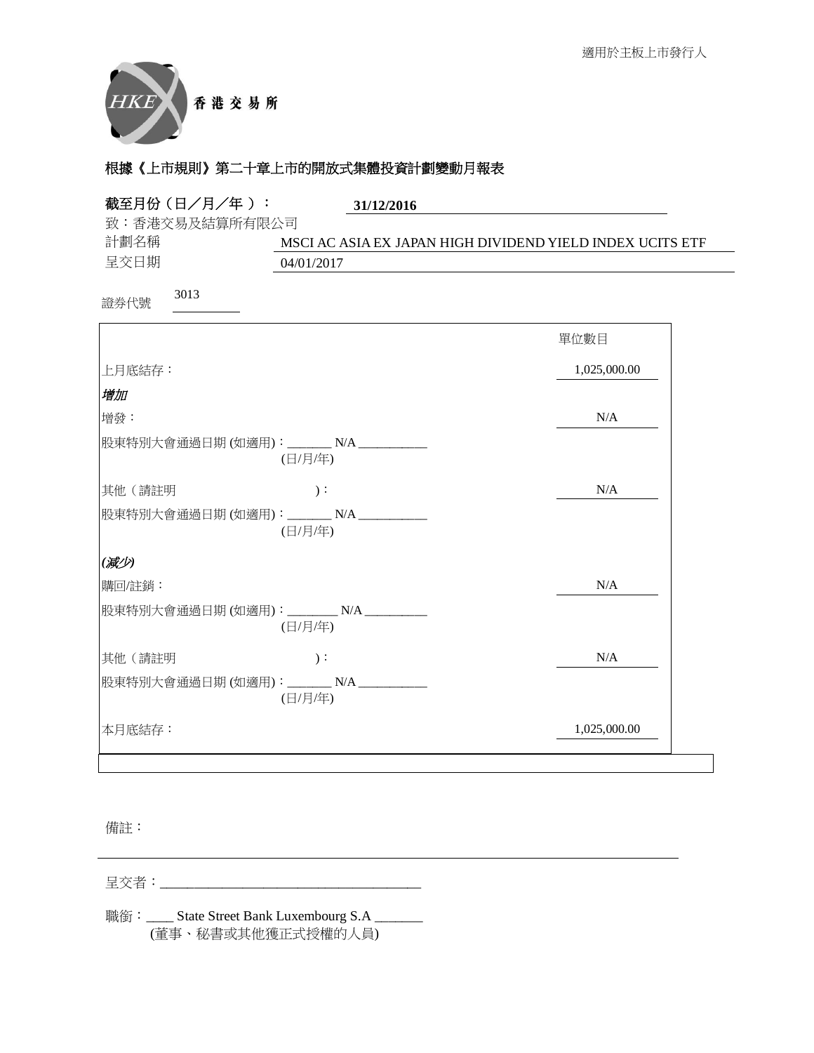適用於主板上市發行人

香港交易所

# 根據《上市規則》第二十章上市的開放式集體投資計劃變動月報表

**截至月份（日／月／年）：** **31/12/2016**

致：香港交易所及結算所有限公司

計劃名稱 MSCI AC ASIA EX JAPAN HIGH DIVIDEND YIELD INDEX UCITS ETF

呈交日期 04/01/2017

證券代號 3013

| | 單位數目 |
|---|---|
| 上月底結存： | 1,025,000.00 |
| ***增加*** | |
| 增發： | N/A |
| 股東特別大會通過日期 (如適用)：_______ N/A ___________ (日/月/年) | |
| 其他（請註明 ）： | N/A |
| 股東特別大會通過日期 (如適用)：_______ N/A ___________ (日/月/年) | |
| ***(減少)*** | |
| 購回/註銷： | N/A |
| 股東特別大會通過日期 (如適用)：________ N/A __________ (日/月/年) | |
| 其他（請註明 ）： | N/A |
| 股東特別大會通過日期 (如適用)：_______ N/A ___________ (日/月/年) | |
| 本月底結存： | 1,025,000.00 |

備註：

呈交者：______________________________________

職銜：____ State Street Bank Luxembourg S.A _______
(董事、秘書或其他獲正式授權的人員)